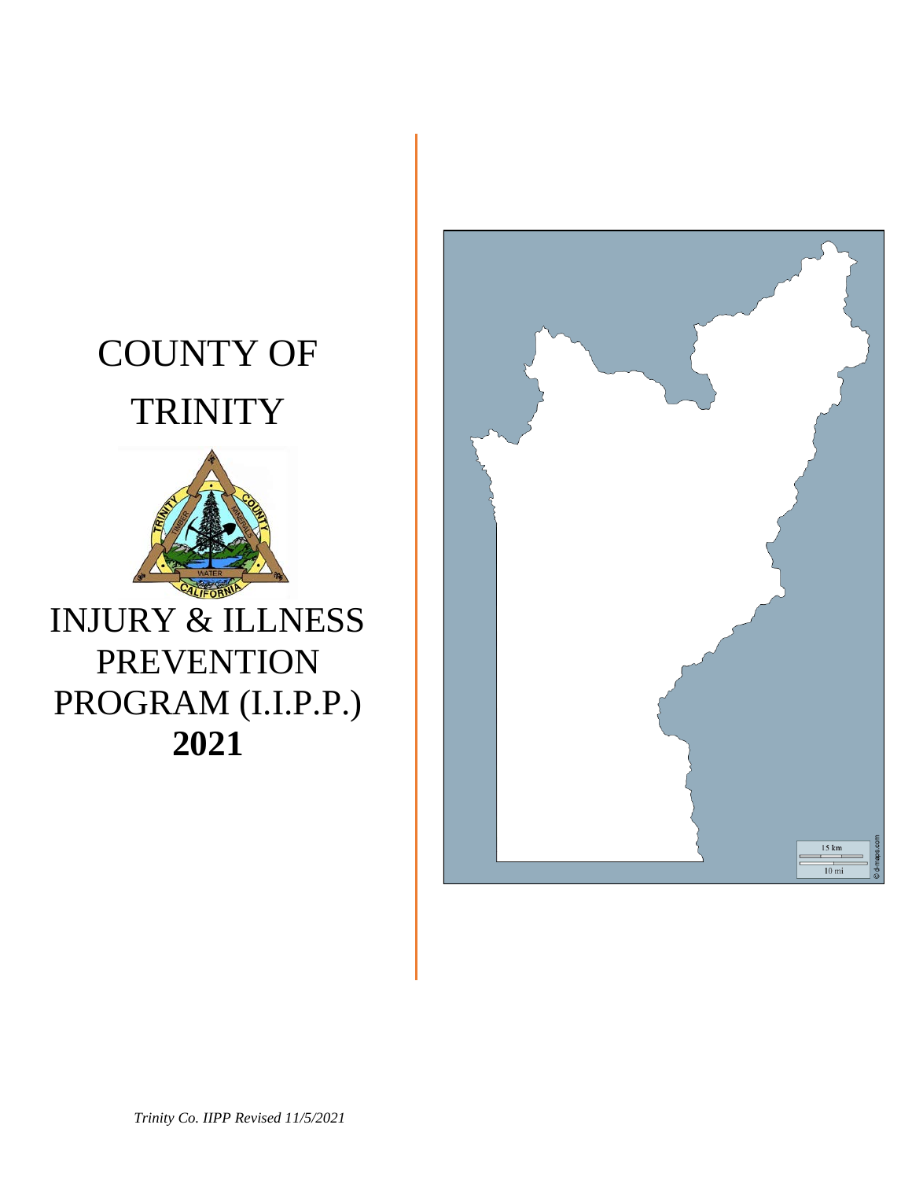# COUNTY OF TRINITY

# INJURY & ILLNESS PREVENTION PROGRAM (I.I.P.P.) **2021**

*Trinity Co. IIPP Revised 11/5/2021*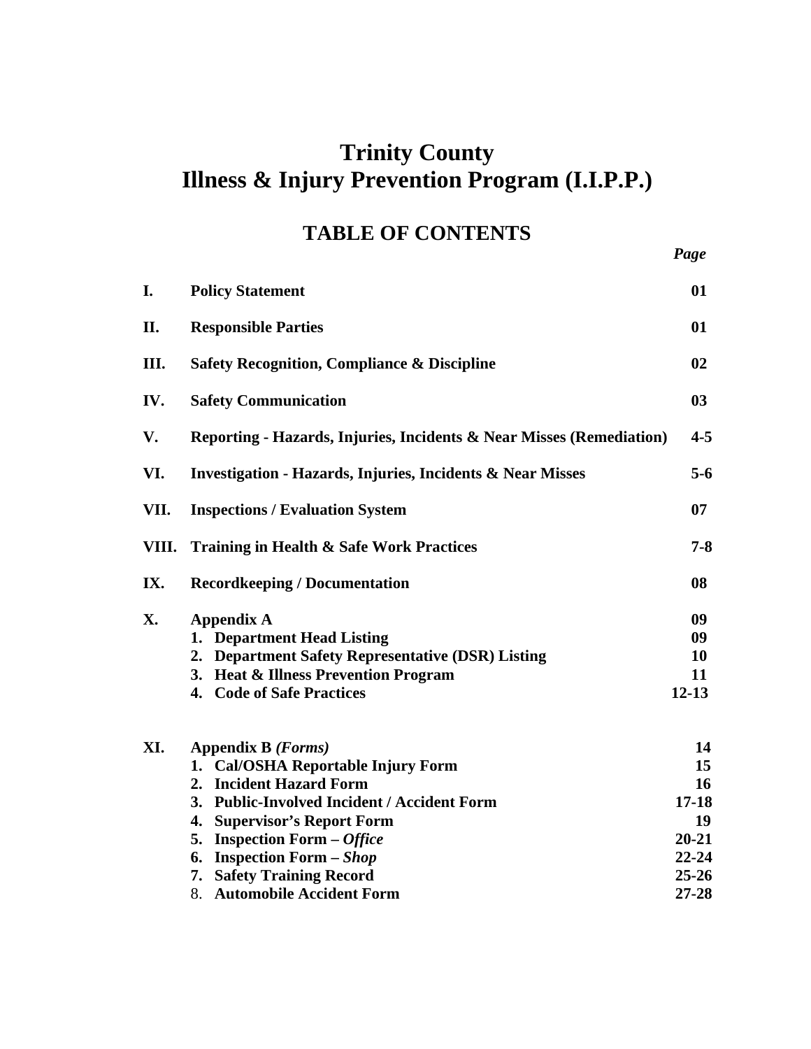# Trinity County
# Illness & Injury Prevention Program (I.I.P.P.)

## TABLE OF CONTENTS

| | | *Page* |
|---|---|---|
| **I.** | **Policy Statement** | **01** |
| **II.** | **Responsible Parties** | **01** |
| **III.** | **Safety Recognition, Compliance & Discipline** | **02** |
| **IV.** | **Safety Communication** | **03** |
| **V.** | **Reporting - Hazards, Injuries, Incidents & Near Misses (Remediation)** | **4-5** |
| **VI.** | **Investigation - Hazards, Injuries, Incidents & Near Misses** | **5-6** |
| **VII.** | **Inspections / Evaluation System** | **07** |
| **VIII.** | **Training in Health & Safe Work Practices** | **7-8** |
| **IX.** | **Recordkeeping / Documentation** | **08** |
| **X.** | **Appendix A** | **09** |
| | **1. Department Head Listing** | **09** |
| | **2. Department Safety Representative (DSR) Listing** | **10** |
| | **3. Heat & Illness Prevention Program** | **11** |
| | **4. Code of Safe Practices** | **12-13** |
| **XI.** | **Appendix B** ***(Forms)*** | **14** |
| | **1. Cal/OSHA Reportable Injury Form** | **15** |
| | **2. Incident Hazard Form** | **16** |
| | **3. Public-Involved Incident / Accident Form** | **17-18** |
| | **4. Supervisor's Report Form** | **19** |
| | **5. Inspection Form –** ***Office*** | **20-21** |
| | **6. Inspection Form –** ***Shop*** | **22-24** |
| | **7. Safety Training Record** | **25-26** |
| | 8. **Automobile Accident Form** | **27-28** |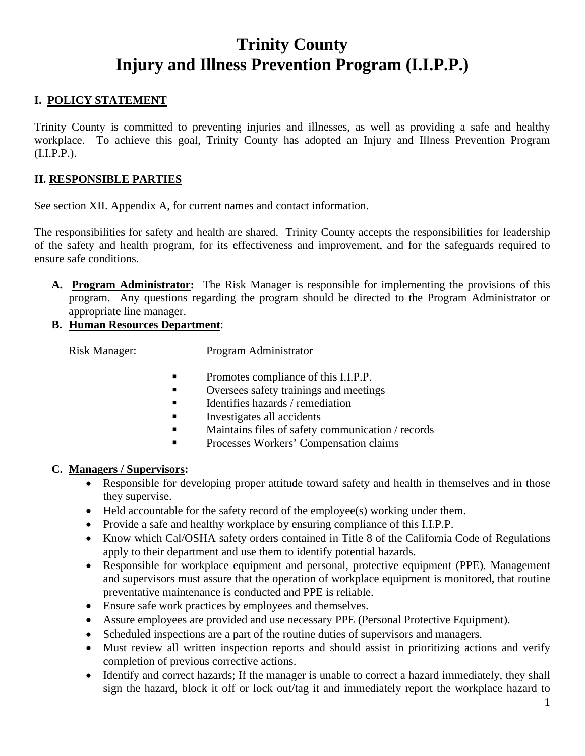# Trinity County
# Injury and Illness Prevention Program (I.I.P.P.)

## I. POLICY STATEMENT

Trinity County is committed to preventing injuries and illnesses, as well as providing a safe and healthy workplace. To achieve this goal, Trinity County has adopted an Injury and Illness Prevention Program (I.I.P.P.).

## II. RESPONSIBLE PARTIES

See section XII. Appendix A, for current names and contact information.

The responsibilities for safety and health are shared. Trinity County accepts the responsibilities for leadership of the safety and health program, for its effectiveness and improvement, and for the safeguards required to ensure safe conditions.

**A. Program Administrator:** The Risk Manager is responsible for implementing the provisions of this program. Any questions regarding the program should be directed to the Program Administrator or appropriate line manager.

**B. Human Resources Department**:

Risk Manager: Program Administrator

- Promotes compliance of this I.I.P.P.
- Oversees safety trainings and meetings
- Identifies hazards / remediation
- Investigates all accidents
- Maintains files of safety communication / records
- Processes Workers' Compensation claims

**C. Managers / Supervisors:**

- Responsible for developing proper attitude toward safety and health in themselves and in those they supervise.
- Held accountable for the safety record of the employee(s) working under them.
- Provide a safe and healthy workplace by ensuring compliance of this I.I.P.P.
- Know which Cal/OSHA safety orders contained in Title 8 of the California Code of Regulations apply to their department and use them to identify potential hazards.
- Responsible for workplace equipment and personal, protective equipment (PPE). Management and supervisors must assure that the operation of workplace equipment is monitored, that routine preventative maintenance is conducted and PPE is reliable.
- Ensure safe work practices by employees and themselves.
- Assure employees are provided and use necessary PPE (Personal Protective Equipment).
- Scheduled inspections are a part of the routine duties of supervisors and managers.
- Must review all written inspection reports and should assist in prioritizing actions and verify completion of previous corrective actions.
- Identify and correct hazards; If the manager is unable to correct a hazard immediately, they shall sign the hazard, block it off or lock out/tag it and immediately report the workplace hazard to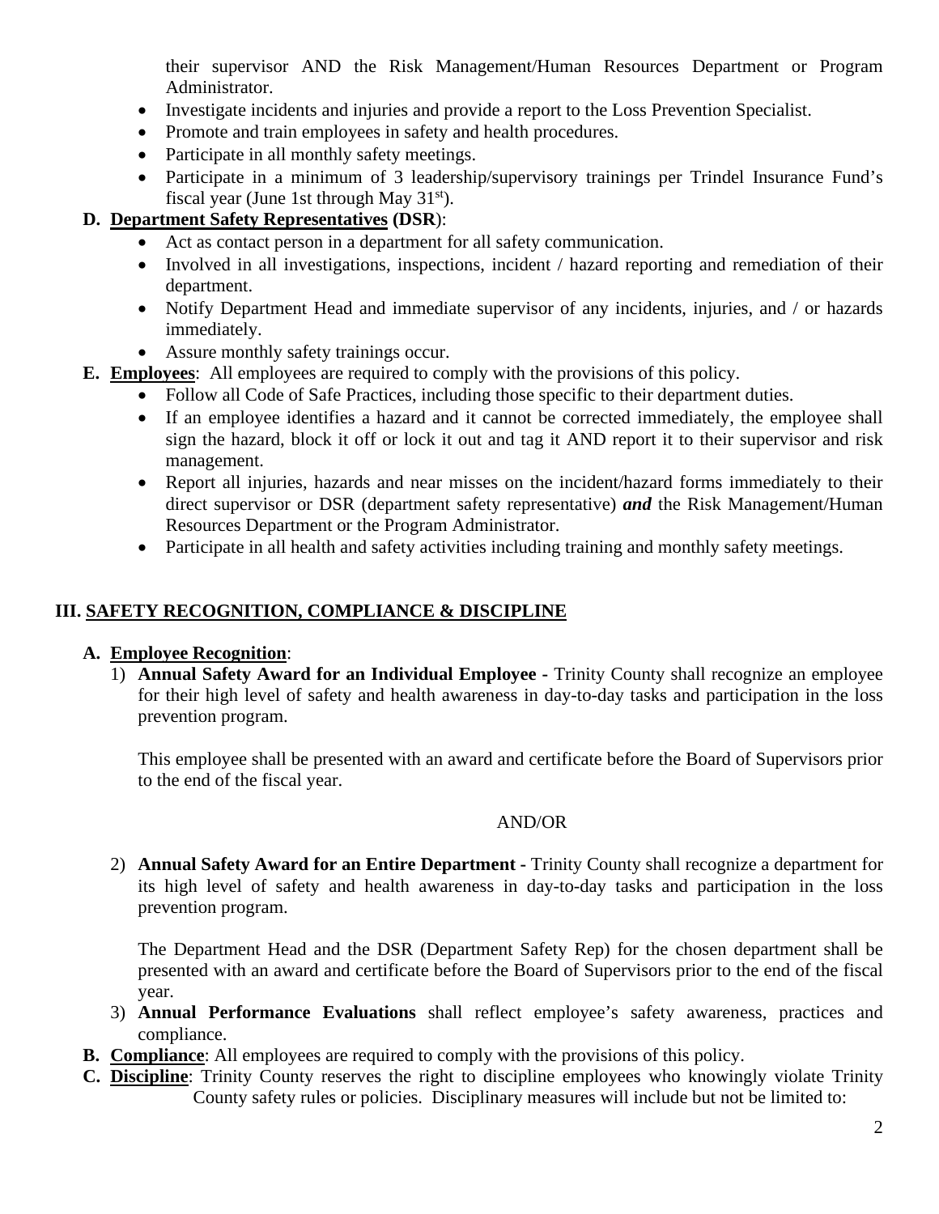their supervisor AND the Risk Management/Human Resources Department or Program Administrator.

- Investigate incidents and injuries and provide a report to the Loss Prevention Specialist.
- Promote and train employees in safety and health procedures.
- Participate in all monthly safety meetings.
- Participate in a minimum of 3 leadership/supervisory trainings per Trindel Insurance Fund's fiscal year (June 1st through May 31st).

**D. Department Safety Representatives (DSR)**:

- Act as contact person in a department for all safety communication.
- Involved in all investigations, inspections, incident / hazard reporting and remediation of their department.
- Notify Department Head and immediate supervisor of any incidents, injuries, and / or hazards immediately.
- Assure monthly safety trainings occur.

**E. Employees**: All employees are required to comply with the provisions of this policy.

- Follow all Code of Safe Practices, including those specific to their department duties.
- If an employee identifies a hazard and it cannot be corrected immediately, the employee shall sign the hazard, block it off or lock it out and tag it AND report it to their supervisor and risk management.
- Report all injuries, hazards and near misses on the incident/hazard forms immediately to their direct supervisor or DSR (department safety representative) ***and*** the Risk Management/Human Resources Department or the Program Administrator.
- Participate in all health and safety activities including training and monthly safety meetings.

## III. SAFETY RECOGNITION, COMPLIANCE & DISCIPLINE

**A. Employee Recognition**:

1) **Annual Safety Award for an Individual Employee -** Trinity County shall recognize an employee for their high level of safety and health awareness in day-to-day tasks and participation in the loss prevention program.

   This employee shall be presented with an award and certificate before the Board of Supervisors prior to the end of the fiscal year.

   AND/OR

2) **Annual Safety Award for an Entire Department -** Trinity County shall recognize a department for its high level of safety and health awareness in day-to-day tasks and participation in the loss prevention program.

   The Department Head and the DSR (Department Safety Rep) for the chosen department shall be presented with an award and certificate before the Board of Supervisors prior to the end of the fiscal year.

3) **Annual Performance Evaluations** shall reflect employee's safety awareness, practices and compliance.

**B. Compliance**: All employees are required to comply with the provisions of this policy.

**C. Discipline**: Trinity County reserves the right to discipline employees who knowingly violate Trinity County safety rules or policies. Disciplinary measures will include but not be limited to: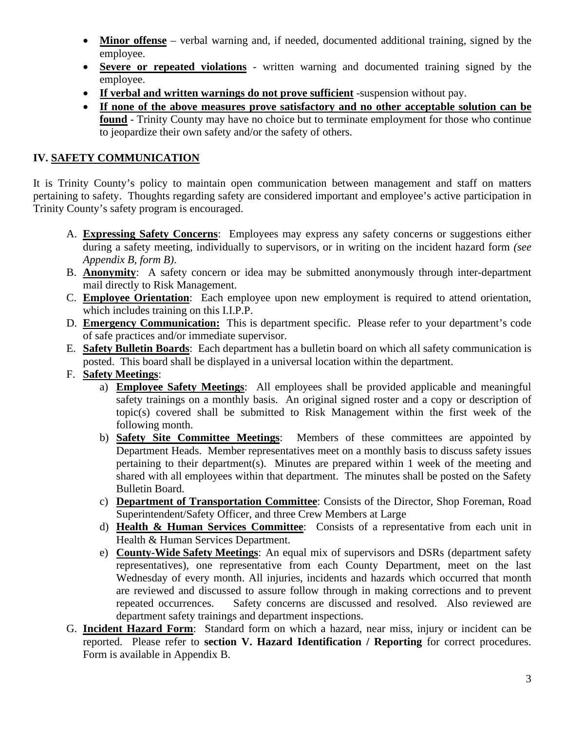- **Minor offense** – verbal warning and, if needed, documented additional training, signed by the employee.
- **Severe or repeated violations** - written warning and documented training signed by the employee.
- **If verbal and written warnings do not prove sufficient** -suspension without pay.
- **If none of the above measures prove satisfactory and no other acceptable solution can be found** - Trinity County may have no choice but to terminate employment for those who continue to jeopardize their own safety and/or the safety of others.

## IV. SAFETY COMMUNICATION

It is Trinity County's policy to maintain open communication between management and staff on matters pertaining to safety. Thoughts regarding safety are considered important and employee's active participation in Trinity County's safety program is encouraged.

A. **Expressing Safety Concerns**: Employees may express any safety concerns or suggestions either during a safety meeting, individually to supervisors, or in writing on the incident hazard form *(see Appendix B, form B)*.
B. **Anonymity**: A safety concern or idea may be submitted anonymously through inter-department mail directly to Risk Management.
C. **Employee Orientation**: Each employee upon new employment is required to attend orientation, which includes training on this I.I.P.P.
D. **Emergency Communication:** This is department specific. Please refer to your department's code of safe practices and/or immediate supervisor.
E. **Safety Bulletin Boards**: Each department has a bulletin board on which all safety communication is posted. This board shall be displayed in a universal location within the department.
F. **Safety Meetings**:
    a) **Employee Safety Meetings**: All employees shall be provided applicable and meaningful safety trainings on a monthly basis. An original signed roster and a copy or description of topic(s) covered shall be submitted to Risk Management within the first week of the following month.
    b) **Safety Site Committee Meetings**: Members of these committees are appointed by Department Heads. Member representatives meet on a monthly basis to discuss safety issues pertaining to their department(s). Minutes are prepared within 1 week of the meeting and shared with all employees within that department. The minutes shall be posted on the Safety Bulletin Board.
    c) **Department of Transportation Committee**: Consists of the Director, Shop Foreman, Road Superintendent/Safety Officer, and three Crew Members at Large
    d) **Health & Human Services Committee**: Consists of a representative from each unit in Health & Human Services Department.
    e) **County-Wide Safety Meetings**: An equal mix of supervisors and DSRs (department safety representatives), one representative from each County Department, meet on the last Wednesday of every month. All injuries, incidents and hazards which occurred that month are reviewed and discussed to assure follow through in making corrections and to prevent repeated occurrences. Safety concerns are discussed and resolved. Also reviewed are department safety trainings and department inspections.
G. **Incident Hazard Form**: Standard form on which a hazard, near miss, injury or incident can be reported. Please refer to **section V. Hazard Identification / Reporting** for correct procedures. Form is available in Appendix B.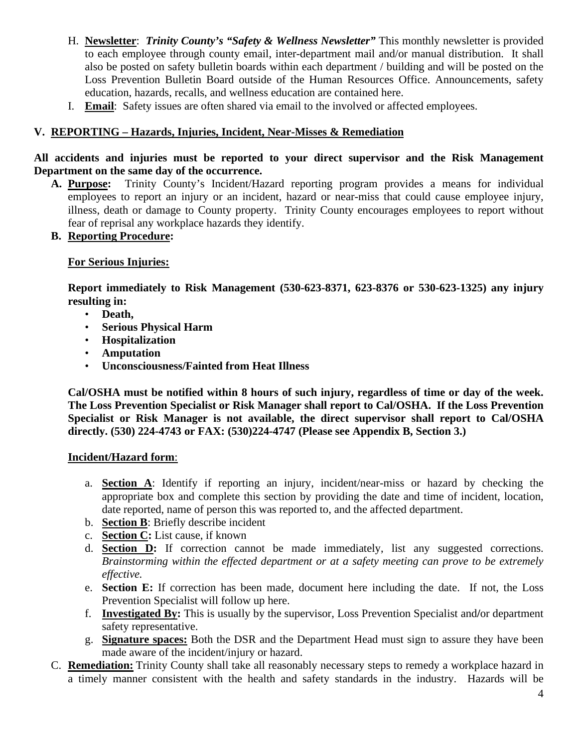H. **Newsletter**: ***Trinity County's "Safety & Wellness Newsletter"*** This monthly newsletter is provided to each employee through county email, inter-department mail and/or manual distribution. It shall also be posted on safety bulletin boards within each department / building and will be posted on the Loss Prevention Bulletin Board outside of the Human Resources Office. Announcements, safety education, hazards, recalls, and wellness education are contained here.

I. **Email**: Safety issues are often shared via email to the involved or affected employees.

## V. REPORTING – Hazards, Injuries, Incident, Near-Misses & Remediation

**All accidents and injuries must be reported to your direct supervisor and the Risk Management Department on the same day of the occurrence.**

**A. Purpose:** Trinity County's Incident/Hazard reporting program provides a means for individual employees to report an injury or an incident, hazard or near-miss that could cause employee injury, illness, death or damage to County property. Trinity County encourages employees to report without fear of reprisal any workplace hazards they identify.

**B. Reporting Procedure:**

**For Serious Injuries:**

**Report immediately to Risk Management (530-623-8371, 623-8376 or 530-623-1325) any injury resulting in:**

- **Death,**
- **Serious Physical Harm**
- **Hospitalization**
- **Amputation**
- **Unconsciousness/Fainted from Heat Illness**

**Cal/OSHA must be notified within 8 hours of such injury, regardless of time or day of the week. The Loss Prevention Specialist or Risk Manager shall report to Cal/OSHA. If the Loss Prevention Specialist or Risk Manager is not available, the direct supervisor shall report to Cal/OSHA directly. (530) 224-4743 or FAX: (530)224-4747 (Please see Appendix B, Section 3.)**

**Incident/Hazard form**:

a. **Section A**: Identify if reporting an injury, incident/near-miss or hazard by checking the appropriate box and complete this section by providing the date and time of incident, location, date reported, name of person this was reported to, and the affected department.
b. **Section B**: Briefly describe incident
c. **Section C:** List cause, if known
d. **Section D:** If correction cannot be made immediately, list any suggested corrections. *Brainstorming within the effected department or at a safety meeting can prove to be extremely effective.*
e. **Section E:** If correction has been made, document here including the date. If not, the Loss Prevention Specialist will follow up here.
f. **Investigated By:** This is usually by the supervisor, Loss Prevention Specialist and/or department safety representative.
g. **Signature spaces:** Both the DSR and the Department Head must sign to assure they have been made aware of the incident/injury or hazard.

C. **Remediation:** Trinity County shall take all reasonably necessary steps to remedy a workplace hazard in a timely manner consistent with the health and safety standards in the industry. Hazards will be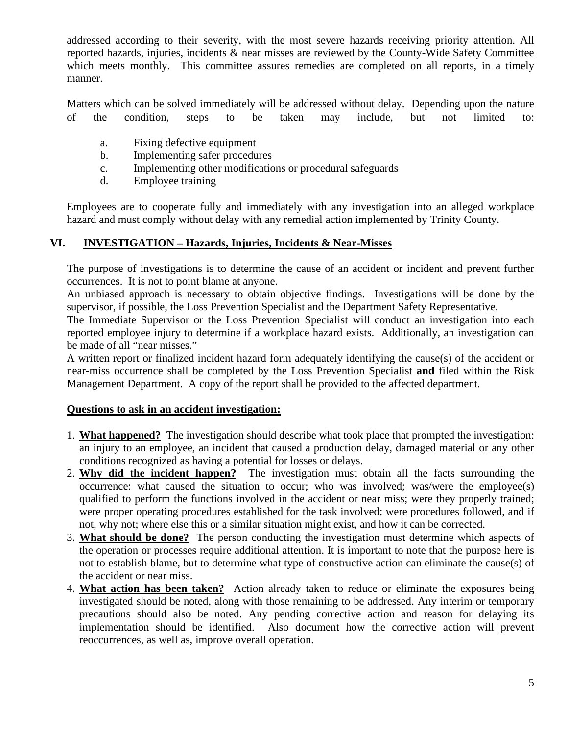addressed according to their severity, with the most severe hazards receiving priority attention. All reported hazards, injuries, incidents & near misses are reviewed by the County-Wide Safety Committee which meets monthly. This committee assures remedies are completed on all reports, in a timely manner.

Matters which can be solved immediately will be addressed without delay. Depending upon the nature of the condition, steps to be taken may include, but not limited to:

a. Fixing defective equipment
b. Implementing safer procedures
c. Implementing other modifications or procedural safeguards
d. Employee training

Employees are to cooperate fully and immediately with any investigation into an alleged workplace hazard and must comply without delay with any remedial action implemented by Trinity County.

## VI. INVESTIGATION – Hazards, Injuries, Incidents & Near-Misses

The purpose of investigations is to determine the cause of an accident or incident and prevent further occurrences. It is not to point blame at anyone.

An unbiased approach is necessary to obtain objective findings. Investigations will be done by the supervisor, if possible, the Loss Prevention Specialist and the Department Safety Representative.

The Immediate Supervisor or the Loss Prevention Specialist will conduct an investigation into each reported employee injury to determine if a workplace hazard exists. Additionally, an investigation can be made of all "near misses."

A written report or finalized incident hazard form adequately identifying the cause(s) of the accident or near-miss occurrence shall be completed by the Loss Prevention Specialist **and** filed within the Risk Management Department. A copy of the report shall be provided to the affected department.

**Questions to ask in an accident investigation:**

1. **What happened?** The investigation should describe what took place that prompted the investigation: an injury to an employee, an incident that caused a production delay, damaged material or any other conditions recognized as having a potential for losses or delays.
2. **Why did the incident happen?** The investigation must obtain all the facts surrounding the occurrence: what caused the situation to occur; who was involved; was/were the employee(s) qualified to perform the functions involved in the accident or near miss; were they properly trained; were proper operating procedures established for the task involved; were procedures followed, and if not, why not; where else this or a similar situation might exist, and how it can be corrected.
3. **What should be done?** The person conducting the investigation must determine which aspects of the operation or processes require additional attention. It is important to note that the purpose here is not to establish blame, but to determine what type of constructive action can eliminate the cause(s) of the accident or near miss.
4. **What action has been taken?** Action already taken to reduce or eliminate the exposures being investigated should be noted, along with those remaining to be addressed. Any interim or temporary precautions should also be noted. Any pending corrective action and reason for delaying its implementation should be identified. Also document how the corrective action will prevent reoccurrences, as well as, improve overall operation.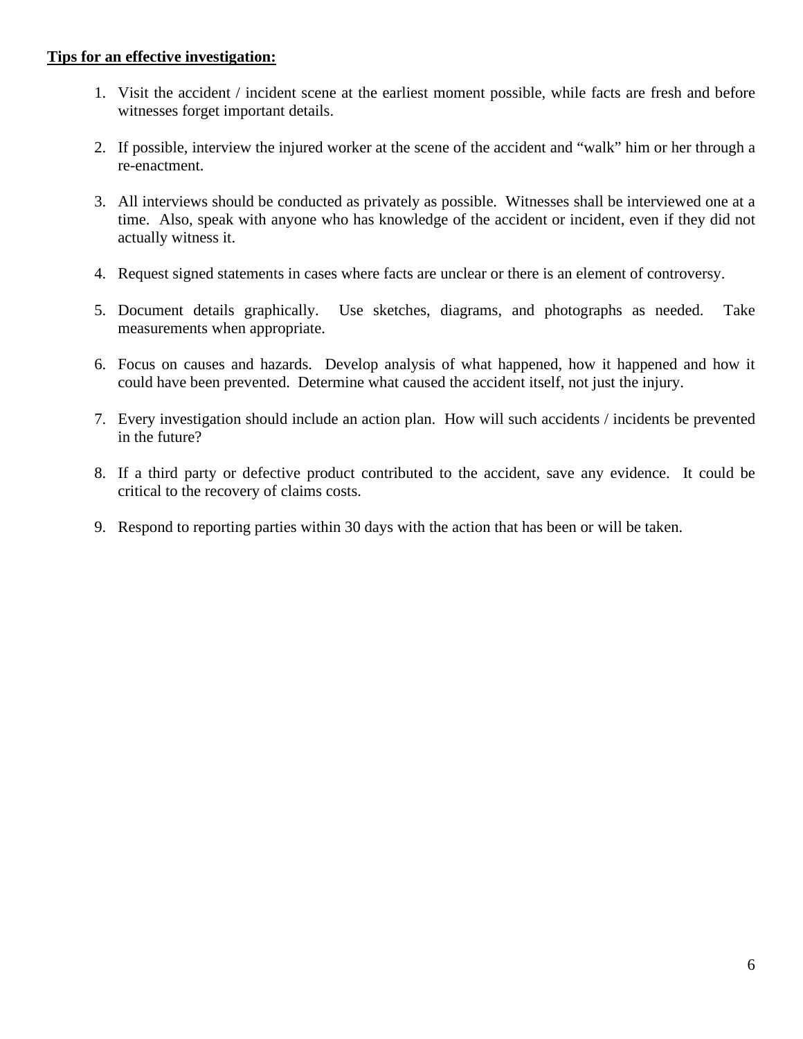**<u>Tips for an effective investigation:</u>**

1. Visit the accident / incident scene at the earliest moment possible, while facts are fresh and before witnesses forget important details.

2. If possible, interview the injured worker at the scene of the accident and "walk" him or her through a re-enactment.

3. All interviews should be conducted as privately as possible. Witnesses shall be interviewed one at a time. Also, speak with anyone who has knowledge of the accident or incident, even if they did not actually witness it.

4. Request signed statements in cases where facts are unclear or there is an element of controversy.

5. Document details graphically. Use sketches, diagrams, and photographs as needed. Take measurements when appropriate.

6. Focus on causes and hazards. Develop analysis of what happened, how it happened and how it could have been prevented. Determine what caused the accident itself, not just the injury.

7. Every investigation should include an action plan. How will such accidents / incidents be prevented in the future?

8. If a third party or defective product contributed to the accident, save any evidence. It could be critical to the recovery of claims costs.

9. Respond to reporting parties within 30 days with the action that has been or will be taken.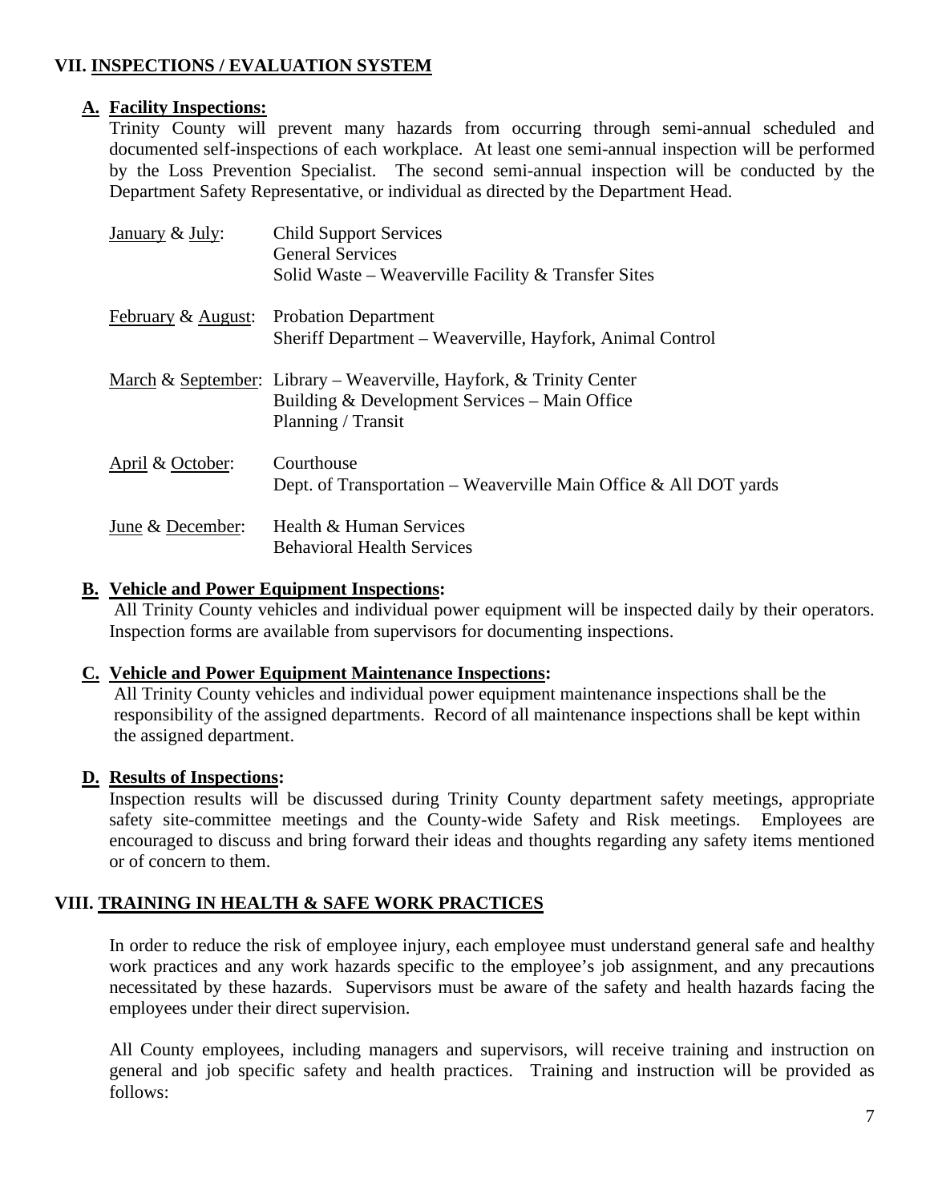## VII. INSPECTIONS / EVALUATION SYSTEM

### A. Facility Inspections:

Trinity County will prevent many hazards from occurring through semi-annual scheduled and documented self-inspections of each workplace. At least one semi-annual inspection will be performed by the Loss Prevention Specialist. The second semi-annual inspection will be conducted by the Department Safety Representative, or individual as directed by the Department Head.

| | |
|---|---|
| January & July: | Child Support Services<br>General Services<br>Solid Waste – Weaverville Facility & Transfer Sites |
| February & August: | Probation Department<br>Sheriff Department – Weaverville, Hayfork, Animal Control |
| March & September: | Library – Weaverville, Hayfork, & Trinity Center<br>Building & Development Services – Main Office<br>Planning / Transit |
| April & October: | Courthouse<br>Dept. of Transportation – Weaverville Main Office & All DOT yards |
| June & December: | Health & Human Services<br>Behavioral Health Services |

### B. Vehicle and Power Equipment Inspections:

All Trinity County vehicles and individual power equipment will be inspected daily by their operators. Inspection forms are available from supervisors for documenting inspections.

### C. Vehicle and Power Equipment Maintenance Inspections:

All Trinity County vehicles and individual power equipment maintenance inspections shall be the responsibility of the assigned departments. Record of all maintenance inspections shall be kept within the assigned department.

### D. Results of Inspections:

Inspection results will be discussed during Trinity County department safety meetings, appropriate safety site-committee meetings and the County-wide Safety and Risk meetings. Employees are encouraged to discuss and bring forward their ideas and thoughts regarding any safety items mentioned or of concern to them.

## VIII. TRAINING IN HEALTH & SAFE WORK PRACTICES

In order to reduce the risk of employee injury, each employee must understand general safe and healthy work practices and any work hazards specific to the employee's job assignment, and any precautions necessitated by these hazards. Supervisors must be aware of the safety and health hazards facing the employees under their direct supervision.

All County employees, including managers and supervisors, will receive training and instruction on general and job specific safety and health practices. Training and instruction will be provided as follows: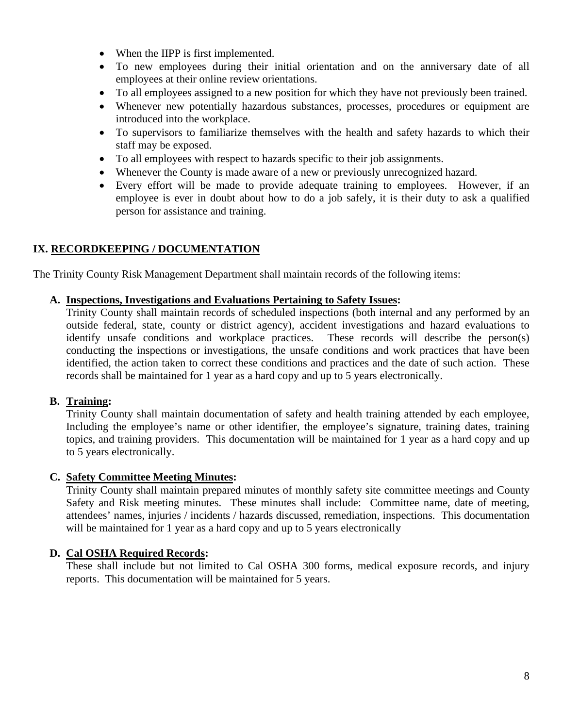- When the IIPP is first implemented.
- To new employees during their initial orientation and on the anniversary date of all employees at their online review orientations.
- To all employees assigned to a new position for which they have not previously been trained.
- Whenever new potentially hazardous substances, processes, procedures or equipment are introduced into the workplace.
- To supervisors to familiarize themselves with the health and safety hazards to which their staff may be exposed.
- To all employees with respect to hazards specific to their job assignments.
- Whenever the County is made aware of a new or previously unrecognized hazard.
- Every effort will be made to provide adequate training to employees. However, if an employee is ever in doubt about how to do a job safely, it is their duty to ask a qualified person for assistance and training.

## IX. RECORDKEEPING / DOCUMENTATION

The Trinity County Risk Management Department shall maintain records of the following items:

**A. Inspections, Investigations and Evaluations Pertaining to Safety Issues:**
Trinity County shall maintain records of scheduled inspections (both internal and any performed by an outside federal, state, county or district agency), accident investigations and hazard evaluations to identify unsafe conditions and workplace practices. These records will describe the person(s) conducting the inspections or investigations, the unsafe conditions and work practices that have been identified, the action taken to correct these conditions and practices and the date of such action. These records shall be maintained for 1 year as a hard copy and up to 5 years electronically.

**B. Training:**
Trinity County shall maintain documentation of safety and health training attended by each employee, Including the employee's name or other identifier, the employee's signature, training dates, training topics, and training providers. This documentation will be maintained for 1 year as a hard copy and up to 5 years electronically.

**C. Safety Committee Meeting Minutes:**
Trinity County shall maintain prepared minutes of monthly safety site committee meetings and County Safety and Risk meeting minutes. These minutes shall include: Committee name, date of meeting, attendees' names, injuries / incidents / hazards discussed, remediation, inspections. This documentation will be maintained for 1 year as a hard copy and up to 5 years electronically

**D. Cal OSHA Required Records:**
These shall include but not limited to Cal OSHA 300 forms, medical exposure records, and injury reports. This documentation will be maintained for 5 years.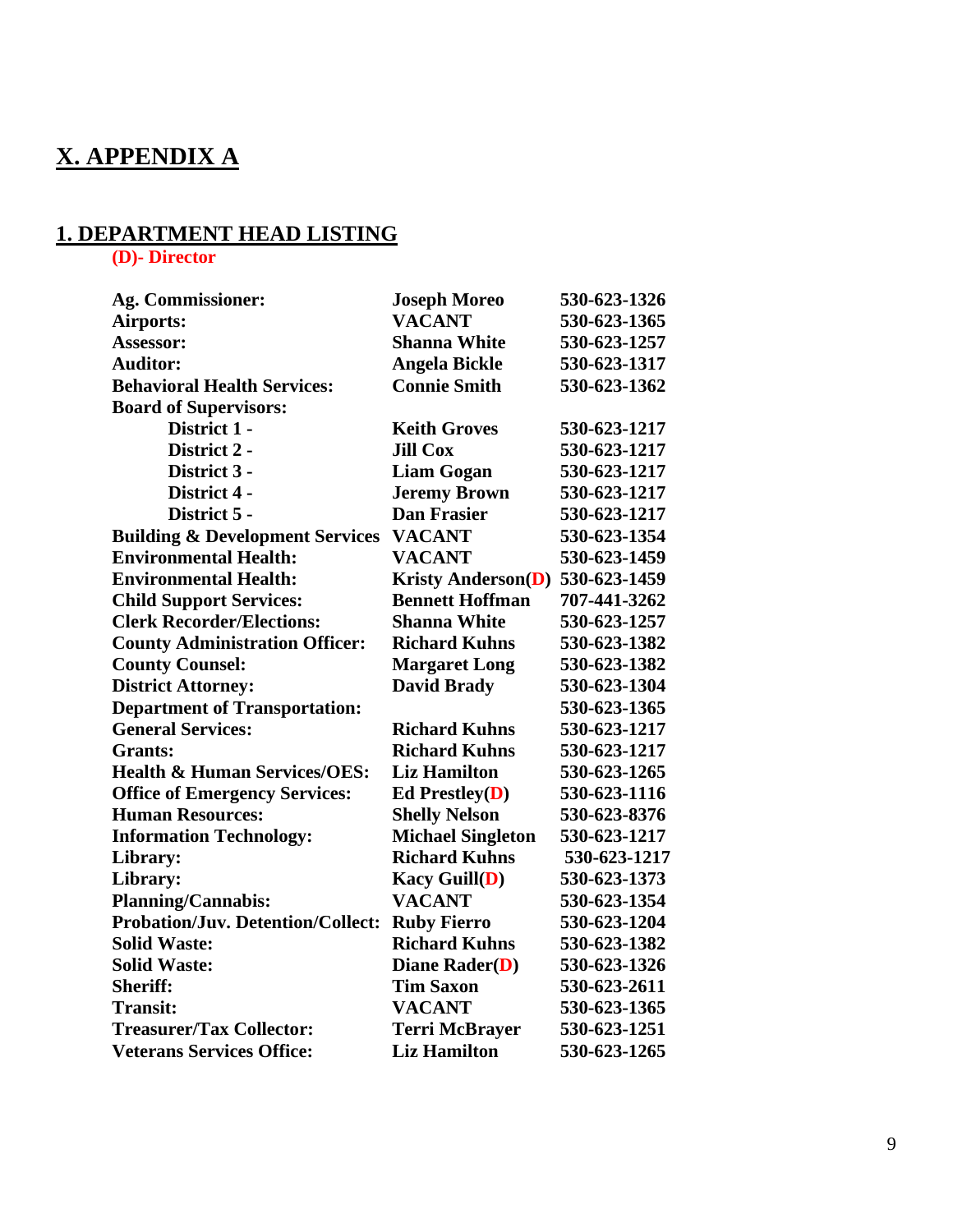# X. APPENDIX A

## 1. DEPARTMENT HEAD LISTING

**(D)- Director**

| | | |
|---|---|---|
| **Ag. Commissioner:** | **Joseph Moreo** | **530-623-1326** |
| **Airports:** | **VACANT** | **530-623-1365** |
| **Assessor:** | **Shanna White** | **530-623-1257** |
| **Auditor:** | **Angela Bickle** | **530-623-1317** |
| **Behavioral Health Services:** | **Connie Smith** | **530-623-1362** |
| **Board of Supervisors:** | | |
| **District 1 -** | **Keith Groves** | **530-623-1217** |
| **District 2 -** | **Jill Cox** | **530-623-1217** |
| **District 3 -** | **Liam Gogan** | **530-623-1217** |
| **District 4 -** | **Jeremy Brown** | **530-623-1217** |
| **District 5 -** | **Dan Frasier** | **530-623-1217** |
| **Building & Development Services** | **VACANT** | **530-623-1354** |
| **Environmental Health:** | **VACANT** | **530-623-1459** |
| **Environmental Health:** | **Kristy Anderson(D)** | **530-623-1459** |
| **Child Support Services:** | **Bennett Hoffman** | **707-441-3262** |
| **Clerk Recorder/Elections:** | **Shanna White** | **530-623-1257** |
| **County Administration Officer:** | **Richard Kuhns** | **530-623-1382** |
| **County Counsel:** | **Margaret Long** | **530-623-1382** |
| **District Attorney:** | **David Brady** | **530-623-1304** |
| **Department of Transportation:** | | **530-623-1365** |
| **General Services:** | **Richard Kuhns** | **530-623-1217** |
| **Grants:** | **Richard Kuhns** | **530-623-1217** |
| **Health & Human Services/OES:** | **Liz Hamilton** | **530-623-1265** |
| **Office of Emergency Services:** | **Ed Prestley(D)** | **530-623-1116** |
| **Human Resources:** | **Shelly Nelson** | **530-623-8376** |
| **Information Technology:** | **Michael Singleton** | **530-623-1217** |
| **Library:** | **Richard Kuhns** | **530-623-1217** |
| **Library:** | **Kacy Guill(D)** | **530-623-1373** |
| **Planning/Cannabis:** | **VACANT** | **530-623-1354** |
| **Probation/Juv. Detention/Collect:** | **Ruby Fierro** | **530-623-1204** |
| **Solid Waste:** | **Richard Kuhns** | **530-623-1382** |
| **Solid Waste:** | **Diane Rader(D)** | **530-623-1326** |
| **Sheriff:** | **Tim Saxon** | **530-623-2611** |
| **Transit:** | **VACANT** | **530-623-1365** |
| **Treasurer/Tax Collector:** | **Terri McBrayer** | **530-623-1251** |
| **Veterans Services Office:** | **Liz Hamilton** | **530-623-1265** |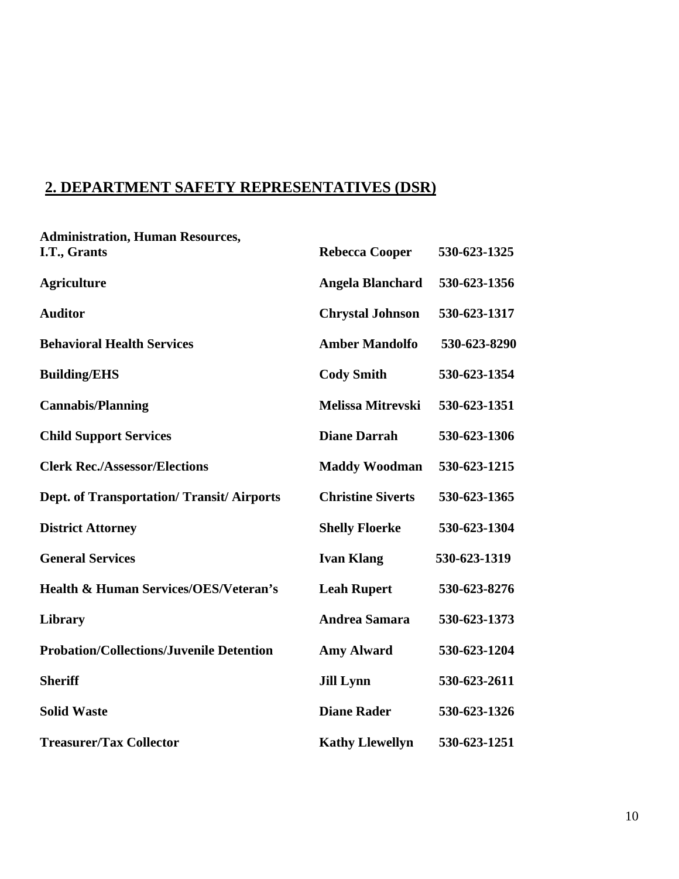## 2. DEPARTMENT SAFETY REPRESENTATIVES (DSR)

| | | |
|---|---|---|
| **Administration, Human Resources, I.T., Grants** | **Rebecca Cooper** | **530-623-1325** |
| **Agriculture** | **Angela Blanchard** | **530-623-1356** |
| **Auditor** | **Chrystal Johnson** | **530-623-1317** |
| **Behavioral Health Services** | **Amber Mandolfo** | **530-623-8290** |
| **Building/EHS** | **Cody Smith** | **530-623-1354** |
| **Cannabis/Planning** | **Melissa Mitrevski** | **530-623-1351** |
| **Child Support Services** | **Diane Darrah** | **530-623-1306** |
| **Clerk Rec./Assessor/Elections** | **Maddy Woodman** | **530-623-1215** |
| **Dept. of Transportation/ Transit/ Airports** | **Christine Siverts** | **530-623-1365** |
| **District Attorney** | **Shelly Floerke** | **530-623-1304** |
| **General Services** | **Ivan Klang** | **530-623-1319** |
| **Health & Human Services/OES/Veteran's** | **Leah Rupert** | **530-623-8276** |
| **Library** | **Andrea Samara** | **530-623-1373** |
| **Probation/Collections/Juvenile Detention** | **Amy Alward** | **530-623-1204** |
| **Sheriff** | **Jill Lynn** | **530-623-2611** |
| **Solid Waste** | **Diane Rader** | **530-623-1326** |
| **Treasurer/Tax Collector** | **Kathy Llewellyn** | **530-623-1251** |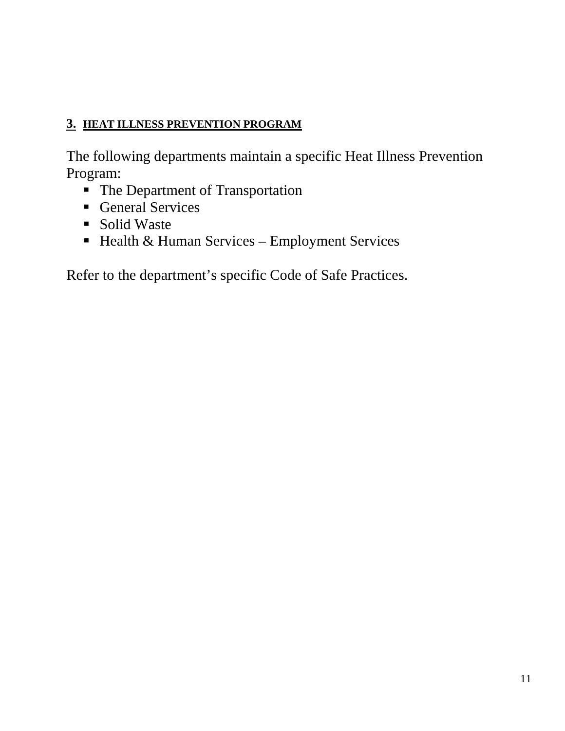## 3. HEAT ILLNESS PREVENTION PROGRAM

The following departments maintain a specific Heat Illness Prevention Program:

- The Department of Transportation
- General Services
- Solid Waste
- Health & Human Services – Employment Services

Refer to the department's specific Code of Safe Practices.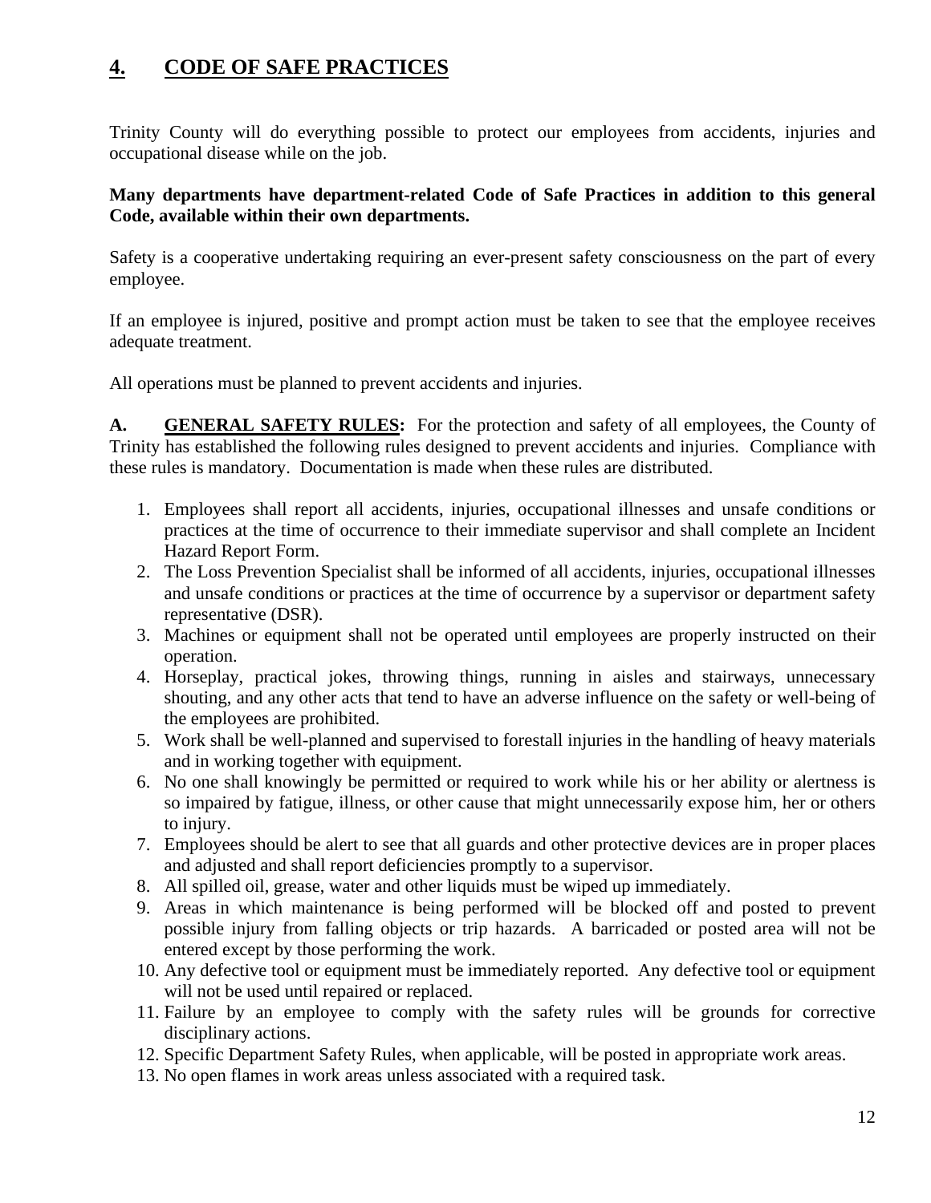# 4. CODE OF SAFE PRACTICES

Trinity County will do everything possible to protect our employees from accidents, injuries and occupational disease while on the job.

**Many departments have department-related Code of Safe Practices in addition to this general Code, available within their own departments.**

Safety is a cooperative undertaking requiring an ever-present safety consciousness on the part of every employee.

If an employee is injured, positive and prompt action must be taken to see that the employee receives adequate treatment.

All operations must be planned to prevent accidents and injuries.

**A. GENERAL SAFETY RULES:** For the protection and safety of all employees, the County of Trinity has established the following rules designed to prevent accidents and injuries. Compliance with these rules is mandatory. Documentation is made when these rules are distributed.

1. Employees shall report all accidents, injuries, occupational illnesses and unsafe conditions or practices at the time of occurrence to their immediate supervisor and shall complete an Incident Hazard Report Form.
2. The Loss Prevention Specialist shall be informed of all accidents, injuries, occupational illnesses and unsafe conditions or practices at the time of occurrence by a supervisor or department safety representative (DSR).
3. Machines or equipment shall not be operated until employees are properly instructed on their operation.
4. Horseplay, practical jokes, throwing things, running in aisles and stairways, unnecessary shouting, and any other acts that tend to have an adverse influence on the safety or well-being of the employees are prohibited.
5. Work shall be well-planned and supervised to forestall injuries in the handling of heavy materials and in working together with equipment.
6. No one shall knowingly be permitted or required to work while his or her ability or alertness is so impaired by fatigue, illness, or other cause that might unnecessarily expose him, her or others to injury.
7. Employees should be alert to see that all guards and other protective devices are in proper places and adjusted and shall report deficiencies promptly to a supervisor.
8. All spilled oil, grease, water and other liquids must be wiped up immediately.
9. Areas in which maintenance is being performed will be blocked off and posted to prevent possible injury from falling objects or trip hazards. A barricaded or posted area will not be entered except by those performing the work.
10. Any defective tool or equipment must be immediately reported. Any defective tool or equipment will not be used until repaired or replaced.
11. Failure by an employee to comply with the safety rules will be grounds for corrective disciplinary actions.
12. Specific Department Safety Rules, when applicable, will be posted in appropriate work areas.
13. No open flames in work areas unless associated with a required task.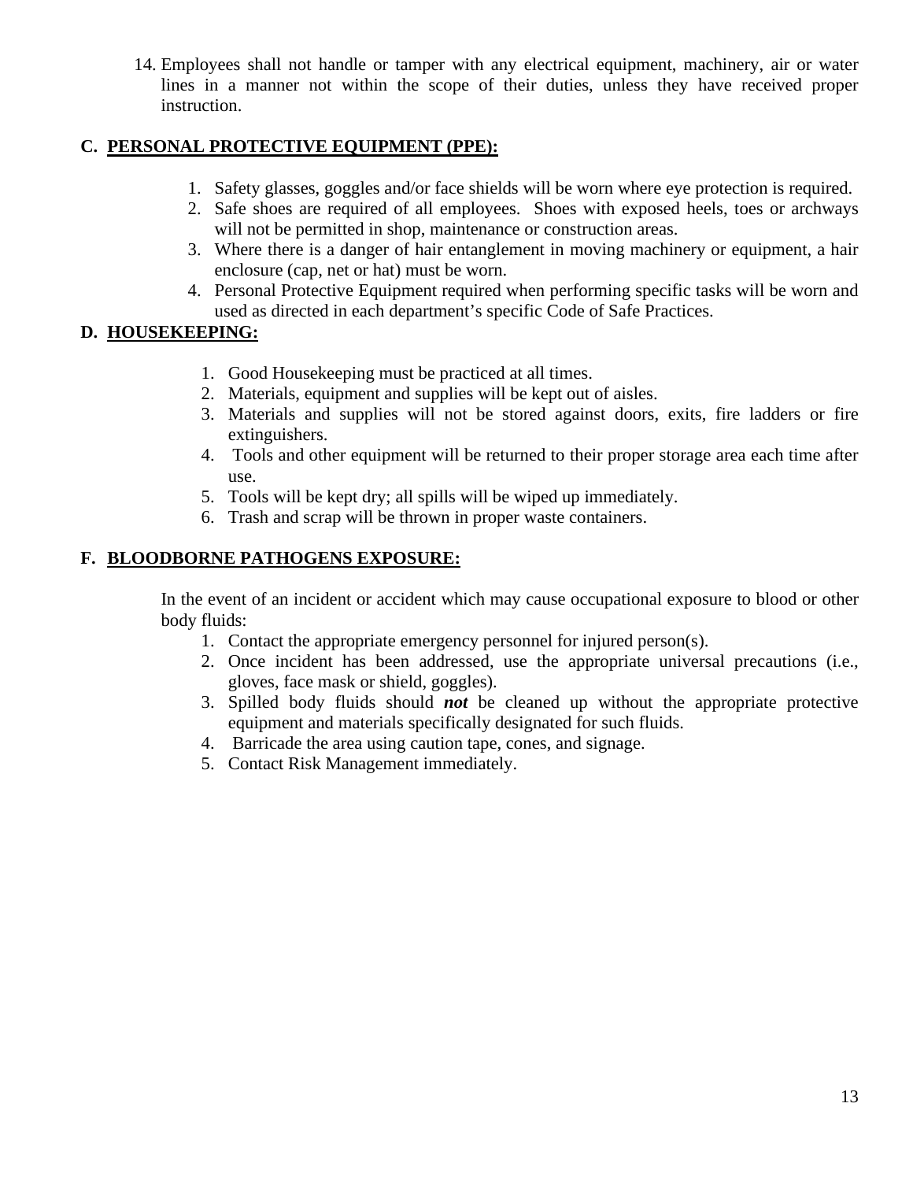14. Employees shall not handle or tamper with any electrical equipment, machinery, air or water lines in a manner not within the scope of their duties, unless they have received proper instruction.

## C. <u>PERSONAL PROTECTIVE EQUIPMENT (PPE):</u>

1. Safety glasses, goggles and/or face shields will be worn where eye protection is required.
2. Safe shoes are required of all employees. Shoes with exposed heels, toes or archways will not be permitted in shop, maintenance or construction areas.
3. Where there is a danger of hair entanglement in moving machinery or equipment, a hair enclosure (cap, net or hat) must be worn.
4. Personal Protective Equipment required when performing specific tasks will be worn and used as directed in each department's specific Code of Safe Practices.

## D. <u>HOUSEKEEPING:</u>

1. Good Housekeeping must be practiced at all times.
2. Materials, equipment and supplies will be kept out of aisles.
3. Materials and supplies will not be stored against doors, exits, fire ladders or fire extinguishers.
4. Tools and other equipment will be returned to their proper storage area each time after use.
5. Tools will be kept dry; all spills will be wiped up immediately.
6. Trash and scrap will be thrown in proper waste containers.

## F. <u>BLOODBORNE PATHOGENS EXPOSURE:</u>

In the event of an incident or accident which may cause occupational exposure to blood or other body fluids:

1. Contact the appropriate emergency personnel for injured person(s).
2. Once incident has been addressed, use the appropriate universal precautions (i.e., gloves, face mask or shield, goggles).
3. Spilled body fluids should ***not*** be cleaned up without the appropriate protective equipment and materials specifically designated for such fluids.
4. Barricade the area using caution tape, cones, and signage.
5. Contact Risk Management immediately.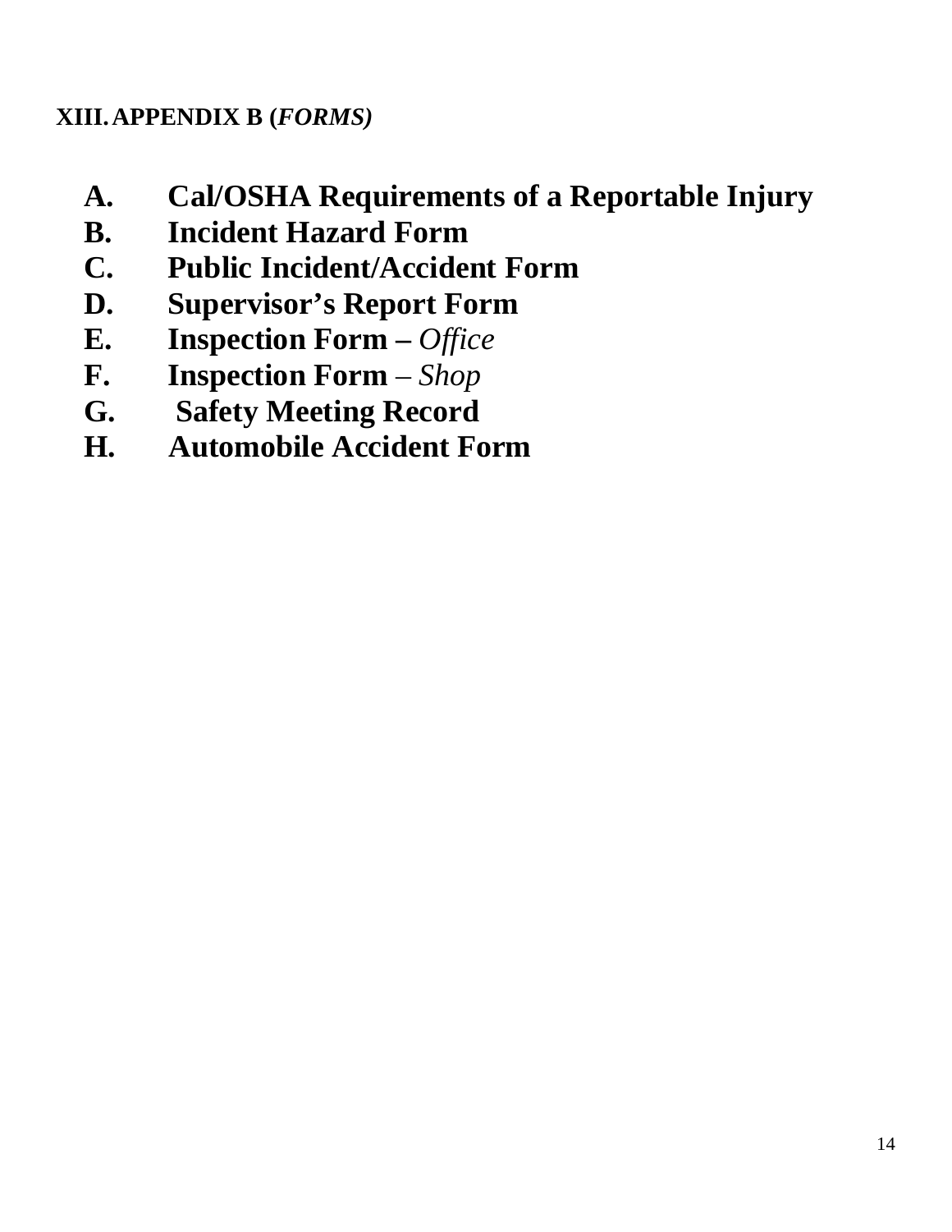## XIII. APPENDIX B (*FORMS)*

- **A. Cal/OSHA Requirements of a Reportable Injury**
- **B. Incident Hazard Form**
- **C. Public Incident/Accident Form**
- **D. Supervisor's Report Form**
- **E. Inspection Form –** *Office*
- **F. Inspection Form** – *Shop*
- **G. Safety Meeting Record**
- **H. Automobile Accident Form**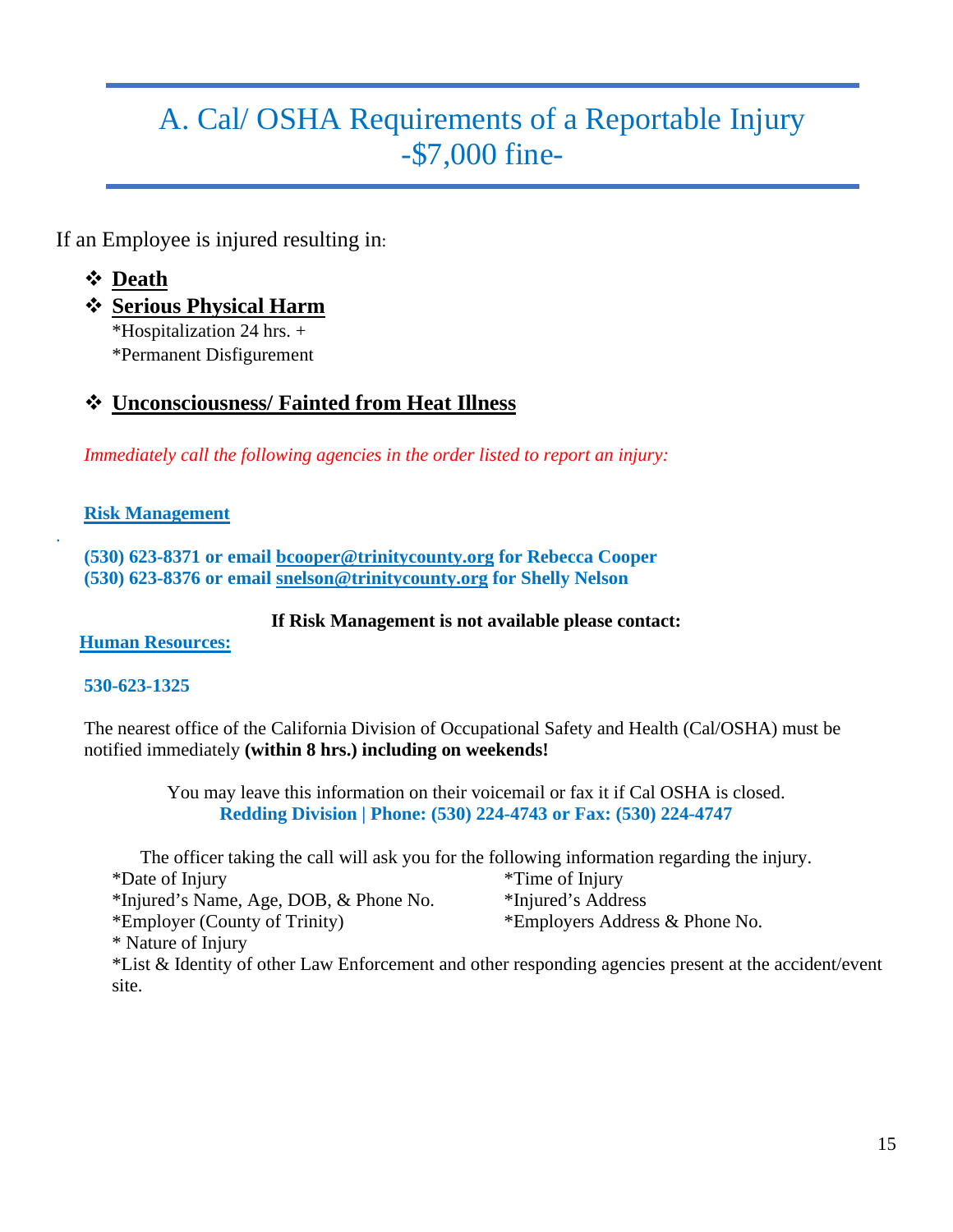# A. Cal/ OSHA Requirements of a Reportable Injury -$7,000 fine-

If an Employee is injured resulting in:

- **Death**
- **Serious Physical Harm**
  - *Hospitalization 24 hrs. +
  - *Permanent Disfigurement
- **Unconsciousness/ Fainted from Heat Illness**

*Immediately call the following agencies in the order listed to report an injury:*

**Risk Management**

**(530) 623-8371 or email bcooper@trinitycounty.org for Rebecca Cooper**
**(530) 623-8376 or email snelson@trinitycounty.org for Shelly Nelson**

**If Risk Management is not available please contact:**

**Human Resources:**

**530-623-1325**

The nearest office of the California Division of Occupational Safety and Health (Cal/OSHA) must be notified immediately **(within 8 hrs.) including on weekends!**

You may leave this information on their voicemail or fax it if Cal OSHA is closed.
**Redding Division | Phone: (530) 224-4743 or Fax: (530) 224-4747**

The officer taking the call will ask you for the following information regarding the injury.

*Date of Injury
*Time of Injury
*Injured's Name, Age, DOB, & Phone No.
*Injured's Address
*Employer (County of Trinity)
*Employers Address & Phone No.
* Nature of Injury
*List & Identity of other Law Enforcement and other responding agencies present at the accident/event site.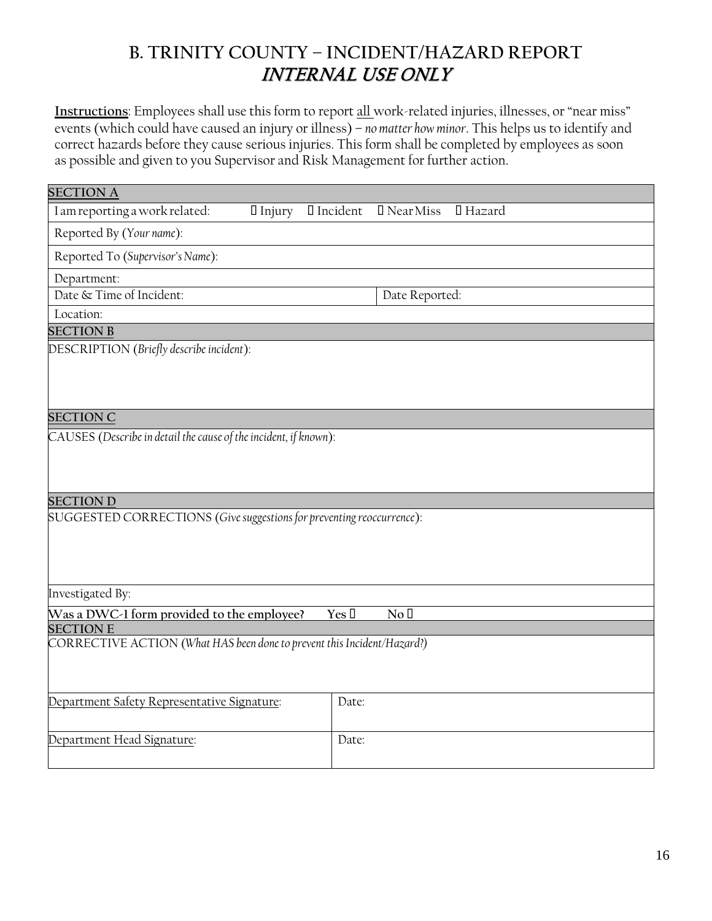# B. TRINITY COUNTY – INCIDENT/HAZARD REPORT
## *INTERNAL USE ONLY*

**Instructions**: Employees shall use this form to report all work-related injuries, illnesses, or "near miss" events (which could have caused an injury or illness) – *no matter how minor*. This helps us to identify and correct hazards before they cause serious injuries. This form shall be completed by employees as soon as possible and given to you Supervisor and Risk Management for further action.

| **SECTION A** | |
|---|---|
| I am reporting a work related: ☐ Injury ☐ Incident ☐ Near Miss ☐ Hazard | |
| Reported By (*Your name*): | |
| Reported To (*Supervisor's Name*): | |
| Department: | |
| Date & Time of Incident: | Date Reported: |
| Location: | |
| **SECTION B** | |
| DESCRIPTION (*Briefly describe incident*): | |
| **SECTION C** | |
| CAUSES (*Describe in detail the cause of the incident, if known*): | |
| **SECTION D** | |
| SUGGESTED CORRECTIONS (*Give suggestions for preventing reoccurrence*): | |
| Investigated By: | |
| **Was a DWC-1 form provided to the employee?** Yes ☐ No ☐ | |
| **SECTION E** | |
| CORRECTIVE ACTION (*What HAS been done to prevent this Incident/Hazard?*) | |
| Department Safety Representative Signature: | Date: |
| Department Head Signature: | Date: |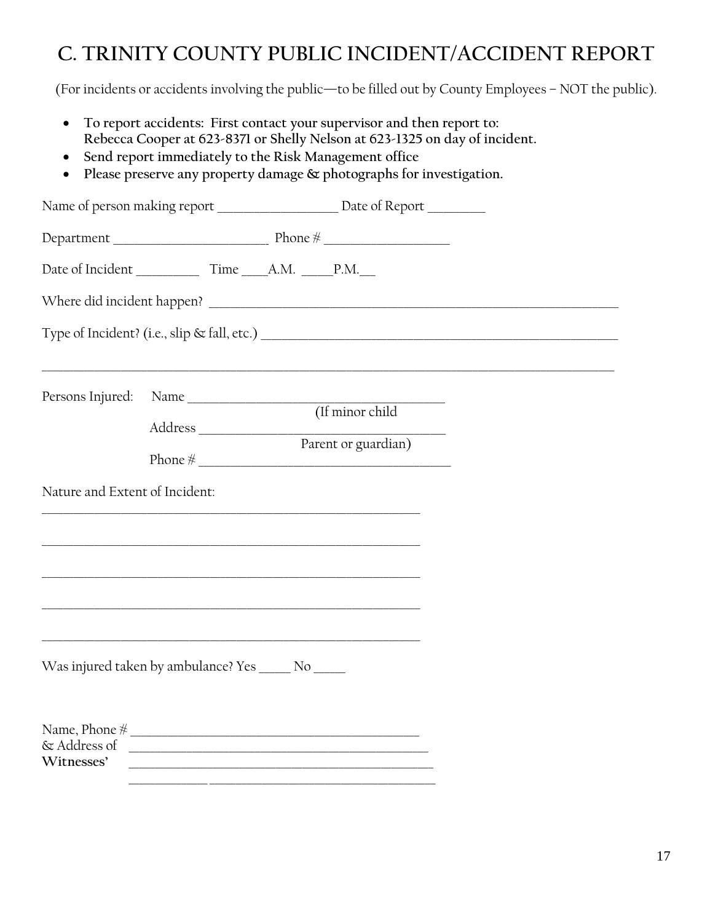# C. TRINITY COUNTY PUBLIC INCIDENT/ACCIDENT REPORT

(For incidents or accidents involving the public—to be filled out by County Employees – NOT the public).

- **To report accidents: First contact your supervisor and then report to: Rebecca Cooper at 623-8371 or Shelly Nelson at 623-1325 on day of incident.**
- **Send report immediately to the Risk Management office**
- **Please preserve any property damage & photographs for investigation.**

Name of person making report ___________________ Date of Report _________

Department ________________________ Phone # ___________________

Date of Incident __________ Time ____A.M. _____P.M.___

Where did incident happen? ___________________________________________________________________

Type of Incident? (i.e., slip & fall, etc.) _______________________________________________________

_____________________________________________________________________________________________

Persons Injured: Name _______________________________________ (If minor child

Address _______________________________________ Parent or guardian)

Phone # _______________________________________

Nature and Extent of Incident:

_____________________________________________________________

_____________________________________________________________

_____________________________________________________________

_____________________________________________________________

_____________________________________________________________

Was injured taken by ambulance? Yes _____ No _____

Name, Phone # ____________________________________________

& Address of ____________________________________________

**Witnesses'** ____________________________________________

____________ ____________________________________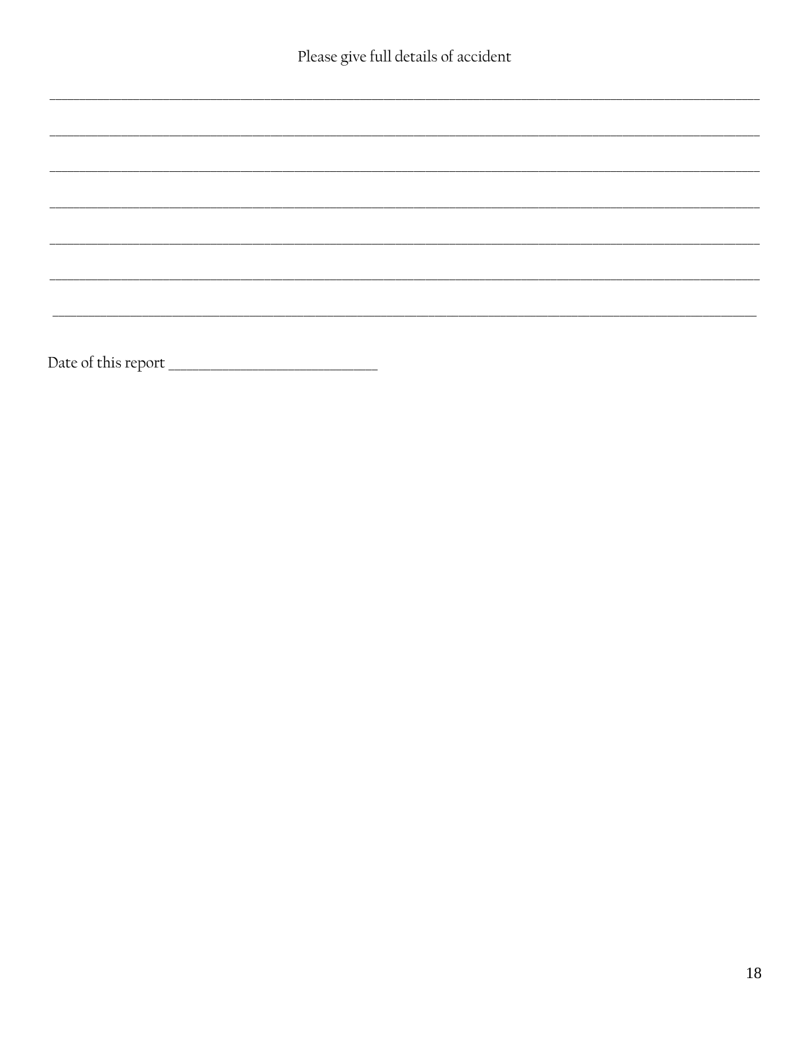Please give full details of accident

________________________________________________________________________________

________________________________________________________________________________

________________________________________________________________________________

________________________________________________________________________________

________________________________________________________________________________

________________________________________________________________________________

________________________________________________________________________________

Date of this report ______________________________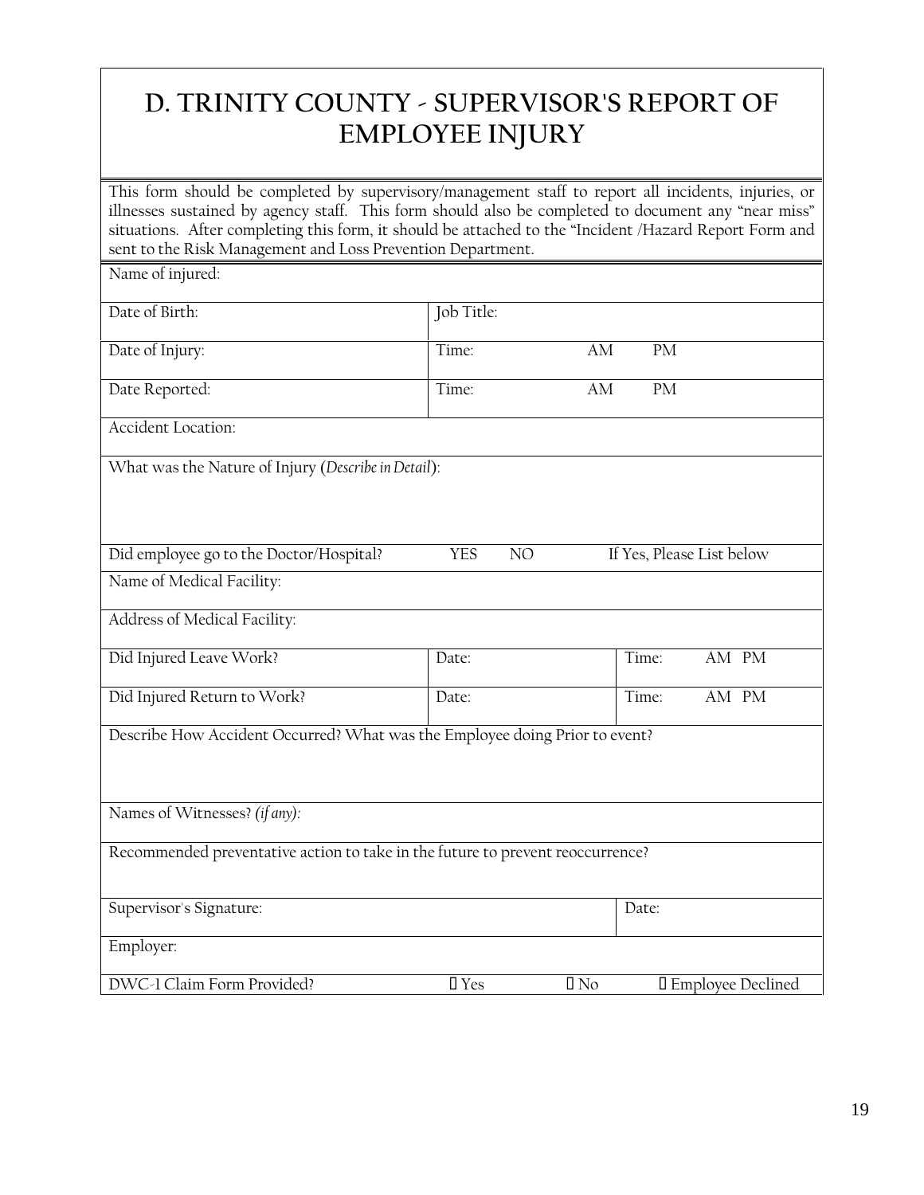# D. TRINITY COUNTY - SUPERVISOR'S REPORT OF EMPLOYEE INJURY

This form should be completed by supervisory/management staff to report all incidents, injuries, or illnesses sustained by agency staff. This form should also be completed to document any "near miss" situations. After completing this form, it should be attached to the "Incident /Hazard Report Form and sent to the Risk Management and Loss Prevention Department.

| | | |
|---|---|---|
| Name of injured: | | |
| Date of Birth: | Job Title: | |
| Date of Injury: | Time: AM PM | |
| Date Reported: | Time: AM PM | |
| Accident Location: | | |
| What was the Nature of Injury (*Describe in Detail*): | | |
| Did employee go to the Doctor/Hospital? | YES NO | If Yes, Please List below |
| Name of Medical Facility: | | |
| Address of Medical Facility: | | |
| Did Injured Leave Work? | Date: | Time: AM PM |
| Did Injured Return to Work? | Date: | Time: AM PM |
| Describe How Accident Occurred? What was the Employee doing Prior to event? | | |
| Names of Witnesses? *(if any)*: | | |
| Recommended preventative action to take in the future to prevent reoccurrence? | | |
| Supervisor's Signature: | | Date: |
| Employer: | | |
| DWC-1 Claim Form Provided? | ☐ Yes ☐ No | ☐ Employee Declined |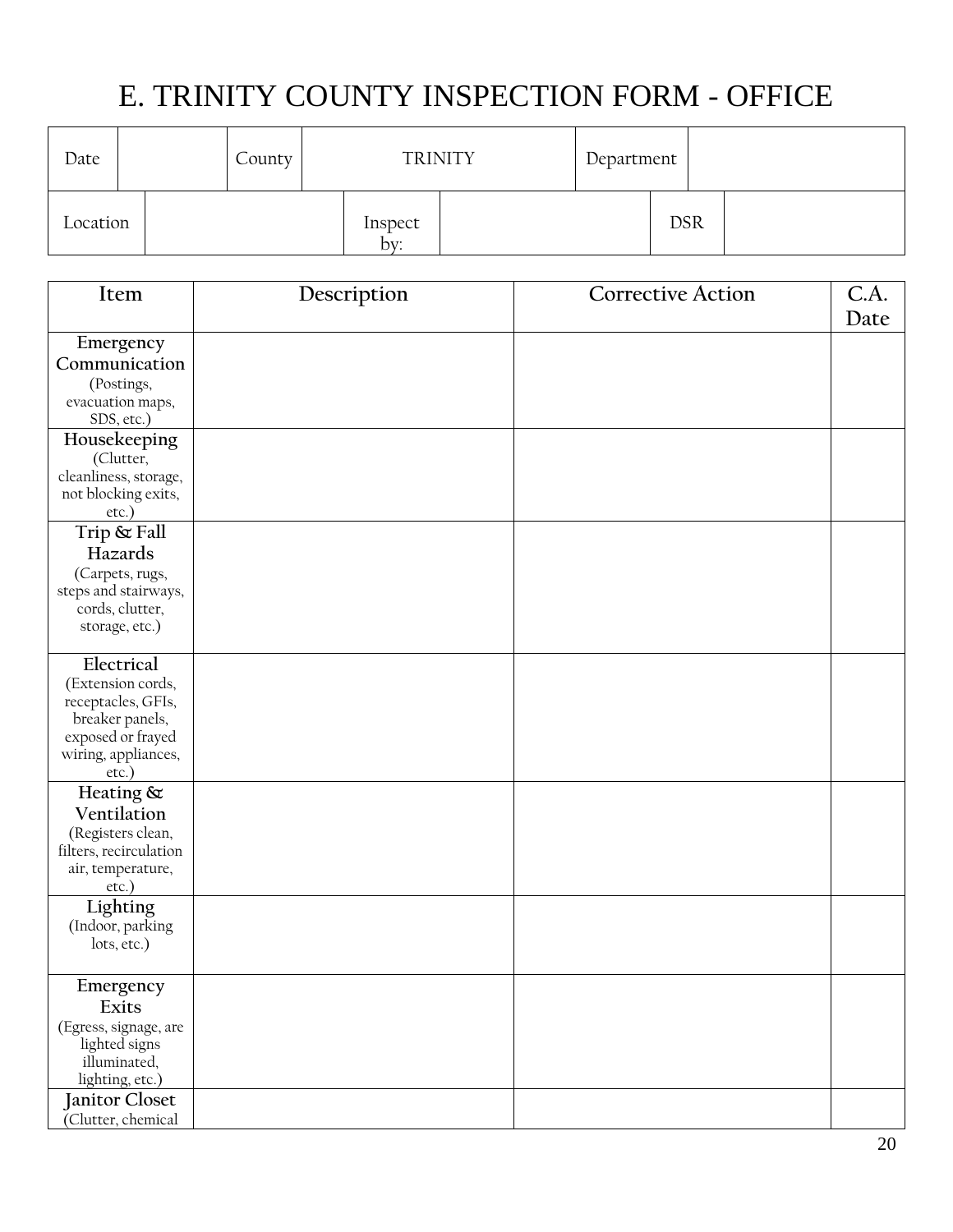# E. TRINITY COUNTY INSPECTION FORM - OFFICE

| Date | | County | TRINITY | Department | |
|---|---|---|---|---|---|
| Location | | Inspect by: | | DSR | |

| Item | Description | Corrective Action | C.A. Date |
|---|---|---|---|
| **Emergency Communication** (Postings, evacuation maps, SDS, etc.) | | | |
| **Housekeeping** (Clutter, cleanliness, storage, not blocking exits, etc.) | | | |
| **Trip & Fall Hazards** (Carpets, rugs, steps and stairways, cords, clutter, storage, etc.) | | | |
| **Electrical** (Extension cords, receptacles, GFIs, breaker panels, exposed or frayed wiring, appliances, etc.) | | | |
| **Heating & Ventilation** (Registers clean, filters, recirculation air, temperature, etc.) | | | |
| **Lighting** (Indoor, parking lots, etc.) | | | |
| **Emergency Exits** (Egress, signage, are lighted signs illuminated, lighting, etc.) | | | |
| **Janitor Closet** (Clutter, chemical | | | |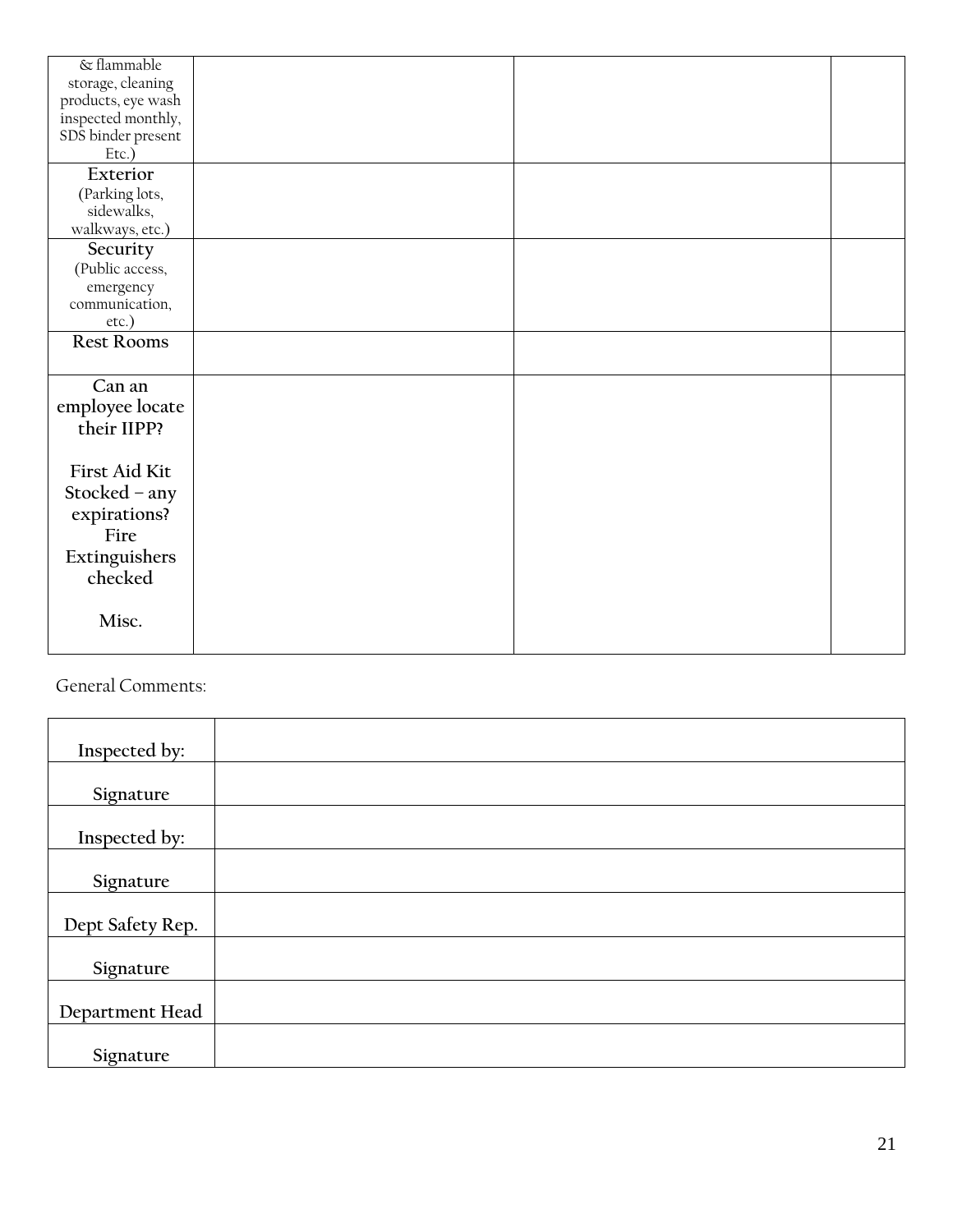| | | | |
|---|---|---|---|
| & flammable storage, cleaning products, eye wash inspected monthly, SDS binder present Etc.) | | | |
| **Exterior** (Parking lots, sidewalks, walkways, etc.) | | | |
| **Security** (Public access, emergency communication, etc.) | | | |
| **Rest Rooms** | | | |
| **Can an employee locate their IIPP?**<br><br>**First Aid Kit Stocked – any expirations?**<br>**Fire Extinguishers checked**<br><br>**Misc.** | | | |

General Comments:

| | |
|---|---|
| **Inspected by:** | |
| **Signature** | |
| **Inspected by:** | |
| **Signature** | |
| **Dept Safety Rep.** | |
| **Signature** | |
| **Department Head** | |
| **Signature** | |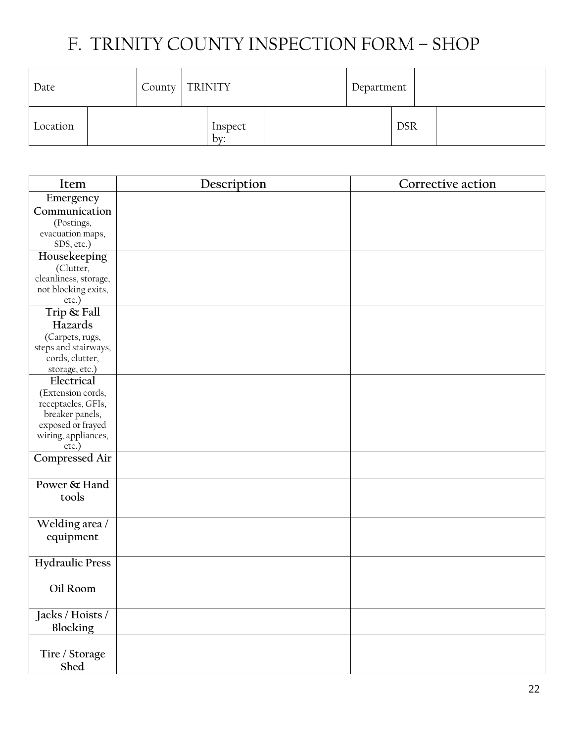# F. TRINITY COUNTY INSPECTION FORM – SHOP

| Date | | County | TRINITY | Department | |
|---|---|---|---|---|---|
| Location | | Inspect by: | | DSR | |

| Item | Description | Corrective action |
|---|---|---|
| **Emergency Communication** (Postings, evacuation maps, SDS, etc.) | | |
| **Housekeeping** (Clutter, cleanliness, storage, not blocking exits, etc.) | | |
| **Trip & Fall Hazards** (Carpets, rugs, steps and stairways, cords, clutter, storage, etc.) | | |
| **Electrical** (Extension cords, receptacles, GFIs, breaker panels, exposed or frayed wiring, appliances, etc.) | | |
| **Compressed Air** | | |
| **Power & Hand tools** | | |
| **Welding area / equipment** | | |
| **Hydraulic Press** <br> **Oil Room** | | |
| **Jacks / Hoists / Blocking** | | |
| **Tire / Storage Shed** | | |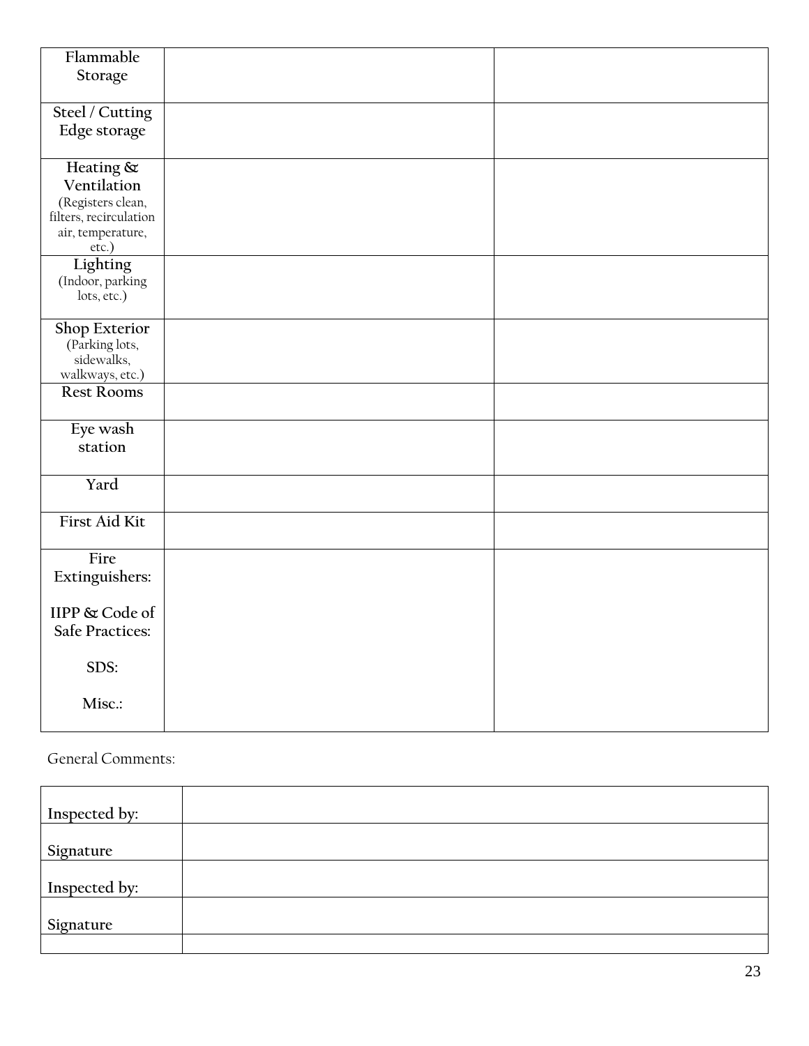| | | |
|---|---|---|
| **Flammable Storage** | | |
| **Steel / Cutting Edge storage** | | |
| **Heating & Ventilation** (Registers clean, filters, recirculation air, temperature, etc.) | | |
| **Lighting** (Indoor, parking lots, etc.) | | |
| **Shop Exterior** (Parking lots, sidewalks, walkways, etc.) | | |
| **Rest Rooms** | | |
| **Eye wash station** | | |
| **Yard** | | |
| **First Aid Kit** | | |
| **Fire Extinguishers:**<br><br>**IIPP & Code of Safe Practices:**<br><br>**SDS:**<br><br>**Misc.:** | | |

General Comments:

| | |
|---|---|
| **Inspected by:** | |
| **Signature** | |
| **Inspected by:** | |
| **Signature** | |
| | |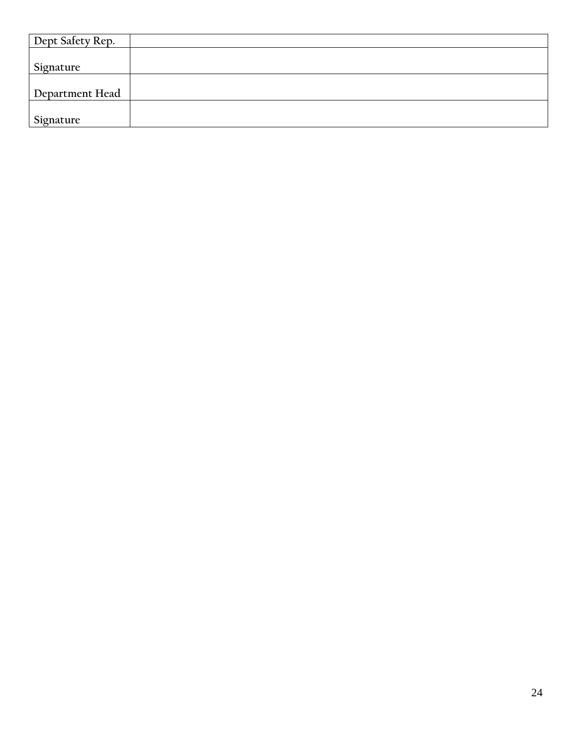| Dept Safety Rep. | |
|---|---|
| Signature | |
| Department Head | |
| Signature | |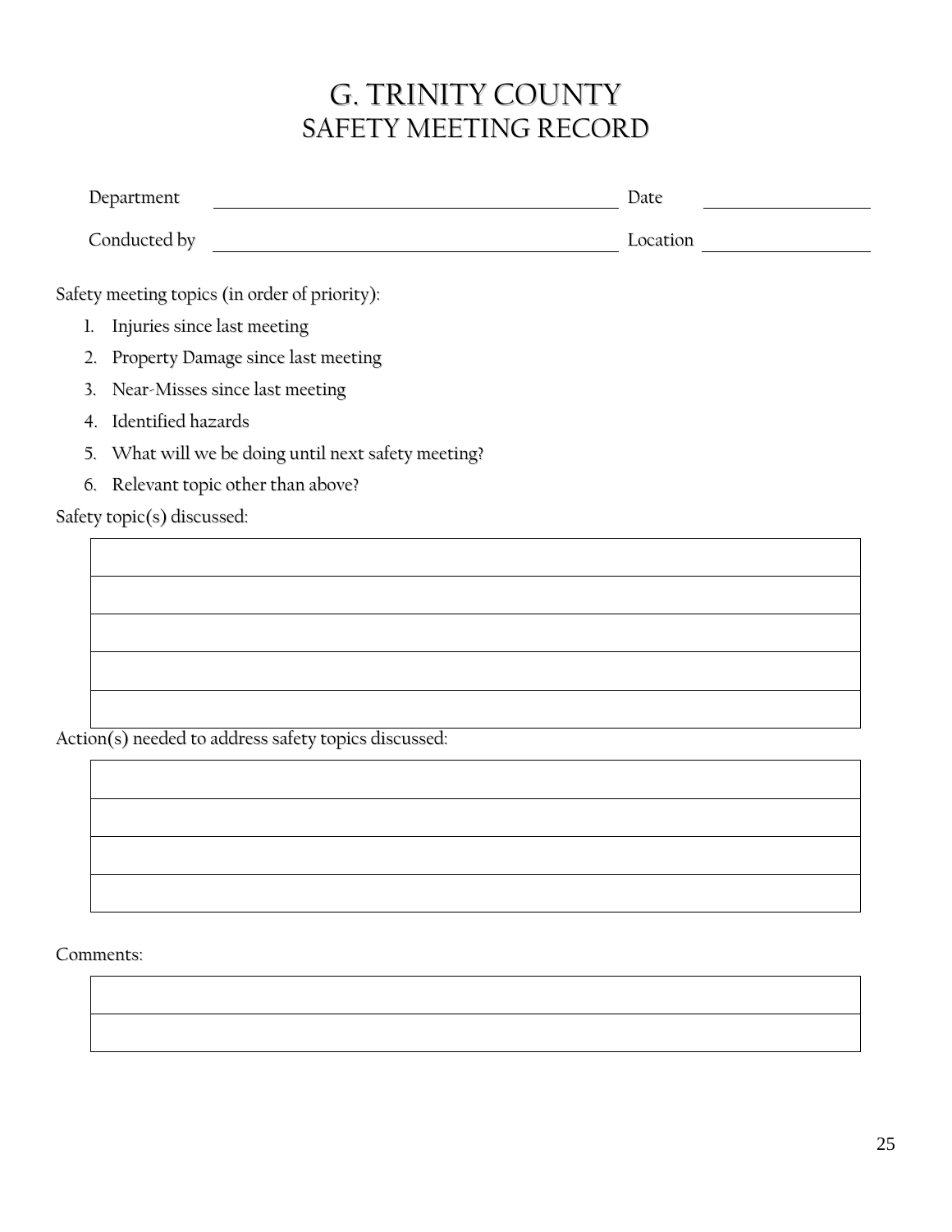# G. TRINITY COUNTY
## SAFETY MEETING RECORD

| | | | |
|---|---|---|---|
| Department | | Date | |
| Conducted by | | Location | |

Safety meeting topics (in order of priority):

1. Injuries since last meeting
2. Property Damage since last meeting
3. Near-Misses since last meeting
4. Identified hazards
5. What will we be doing until next safety meeting?
6. Relevant topic other than above?

Safety topic(s) discussed:

| |
|---|
| |
| |
| |
| |
| |

Action(s) needed to address safety topics discussed:

| |
|---|
| |
| |
| |
| |

Comments:

| |
|---|
| |
| |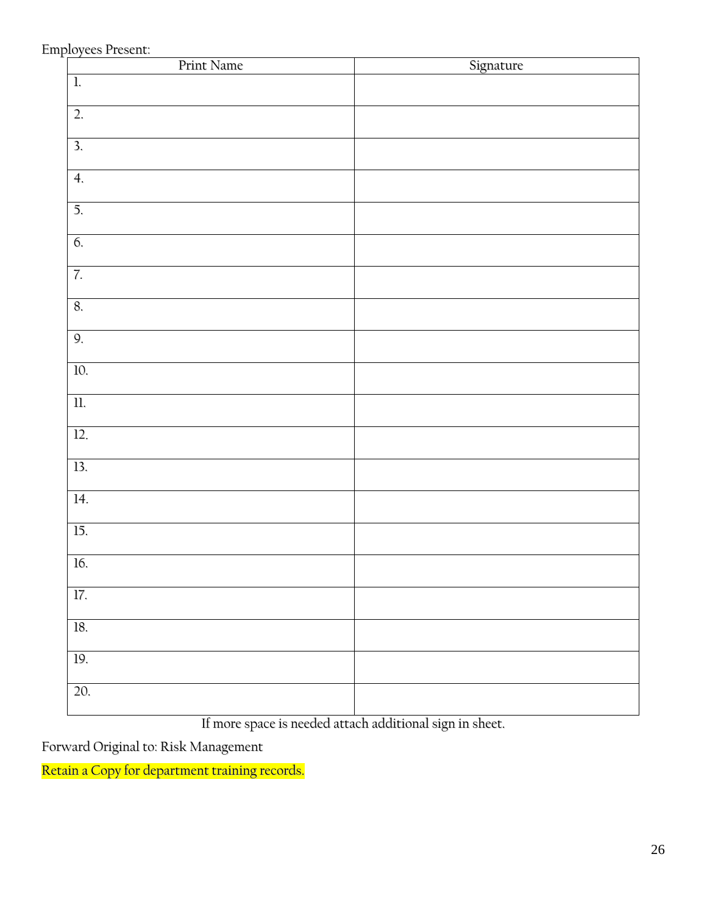Employees Present:

| Print Name | Signature |
|---|---|
| 1. | |
| 2. | |
| 3. | |
| 4. | |
| 5. | |
| 6. | |
| 7. | |
| 8. | |
| 9. | |
| 10. | |
| 11. | |
| 12. | |
| 13. | |
| 14. | |
| 15. | |
| 16. | |
| 17. | |
| 18. | |
| 19. | |
| 20. | |

If more space is needed attach additional sign in sheet.

Forward Original to: Risk Management

Retain a Copy for department training records.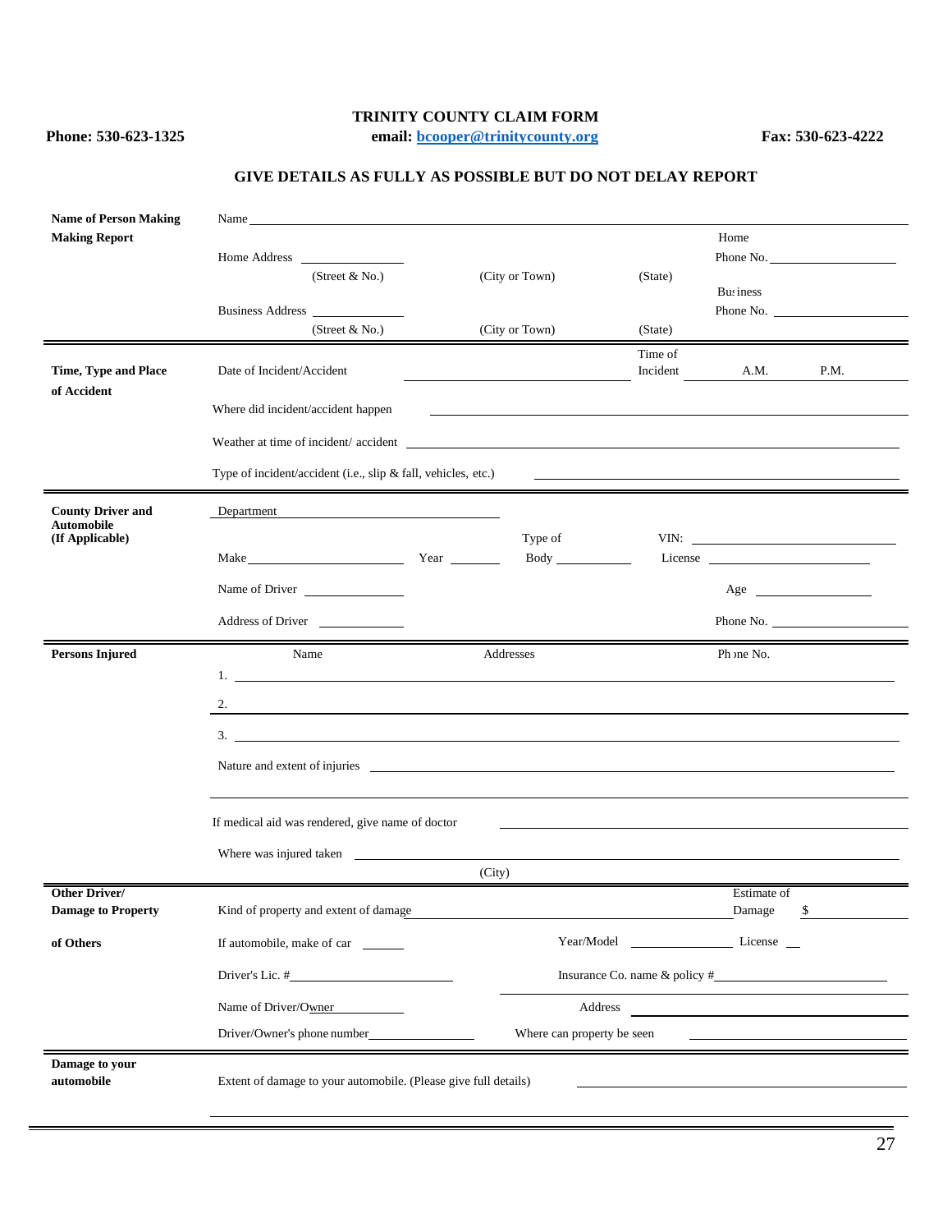**TRINITY COUNTY CLAIM FORM**

**Phone: 530-623-1325** | **email: bcooper@trinitycounty.org** | **Fax: 530-623-4222**

**GIVE DETAILS AS FULLY AS POSSIBLE BUT DO NOT DELAY REPORT**

**Name of Person Making Making Report**

Name ____________________

Home Address ____________ (Street & No.) (City or Town) (State) Home Phone No. ____________

Business Address ____________ (Street & No.) (City or Town) (State) Business Phone No. ____________

**Time, Type and Place of Accident**

Date of Incident/Accident ____________ Time of Incident ______ A.M. P.M.

Where did incident/accident happen ____________________

Weather at time of incident/ accident ____________________

Type of incident/accident (i.e., slip & fall, vehicles, etc.) ____________________

**County Driver and Automobile (If Applicable)**

Department ____________________

Make ____________ Year ______ Type of Body ______ VIN: ____________ License ____________

Name of Driver ____________ Age ____________

Address of Driver ____________ Phone No. ____________

**Persons Injured**

| Name | Addresses | Phone No. |
|---|---|---|
| 1. | | |
| 2. | | |
| 3. | | |

Nature and extent of injuries ____________________

If medical aid was rendered, give name of doctor ____________________

Where was injured taken ____________________ (City)

**Other Driver/ Damage to Property of Others**

Kind of property and extent of damage ____________________ Estimate of Damage $ ____________

If automobile, make of car ______ Year/Model ____________ License ____

Driver's Lic. # ____________ Insurance Co. name & policy # ____________

Name of Driver/Owner ____________ Address ____________

Driver/Owner's phone number ____________ Where can property be seen ____________

**Damage to your automobile**

Extent of damage to your automobile. (Please give full details) ____________________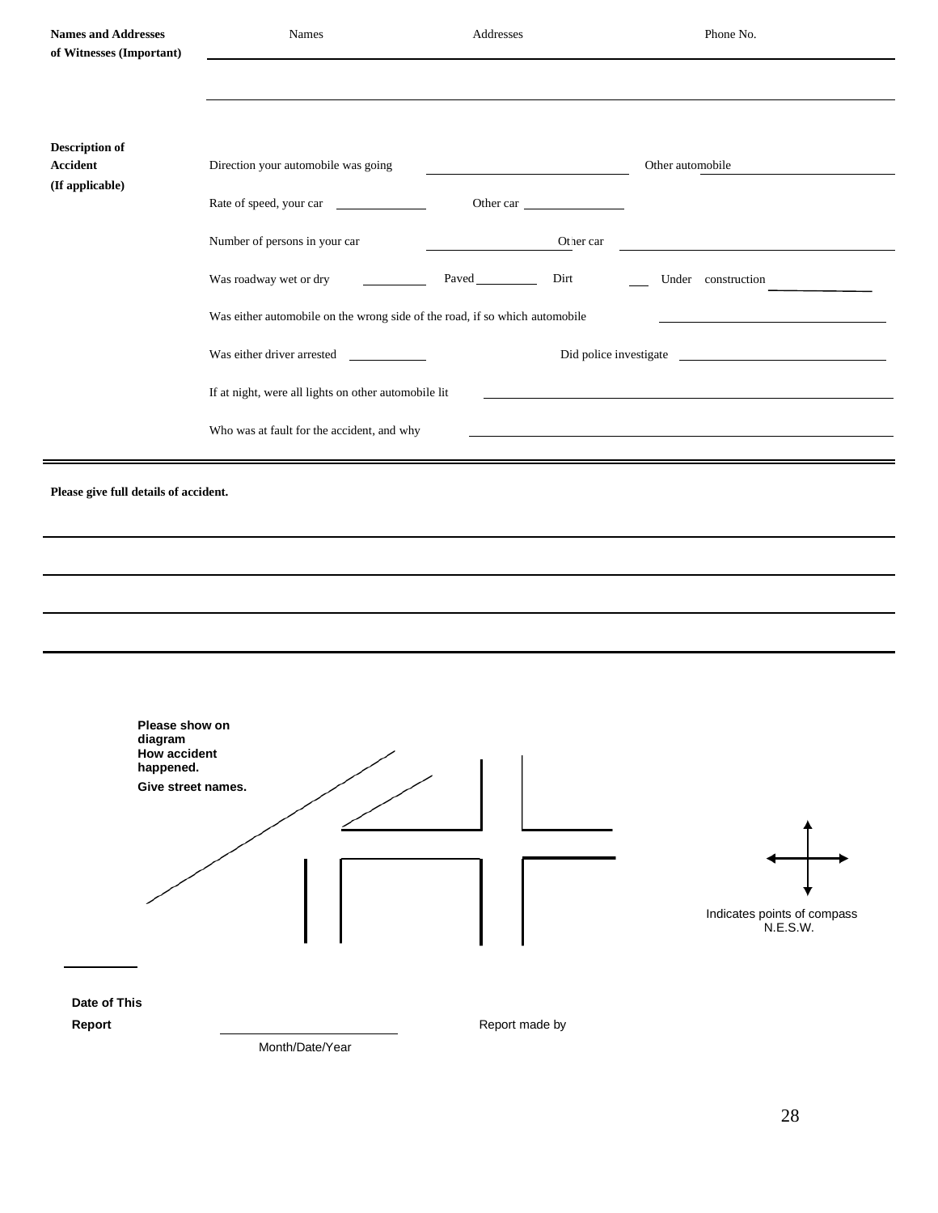**Names and Addresses of Witnesses (Important)**

| Names | Addresses | Phone No. |
|---|---|---|
| | | |

**Description of Accident (If applicable)**

Direction your automobile was going ______________ Other automobile ______________

Rate of speed, your car ______________ Other car ______________

Number of persons in your car ______________ Other car ______________

Was roadway wet or dry ______ Paved ______ Dirt ___ Under construction ______

Was either automobile on the wrong side of the road, if so which automobile ______________

Was either driver arrested ______ Did police investigate ______________

If at night, were all lights on other automobile lit ______________

Who was at fault for the accident, and why ______________

**Please give full details of accident.**

______________________________________________

______________________________________________

______________________________________________

______________________________________________

**Please show on diagram How accident happened.**

**Give street names.**

Indicates points of compass N.E.S.W.

**Date of This Report** ______________ Report made by ______________

Month/Date/Year